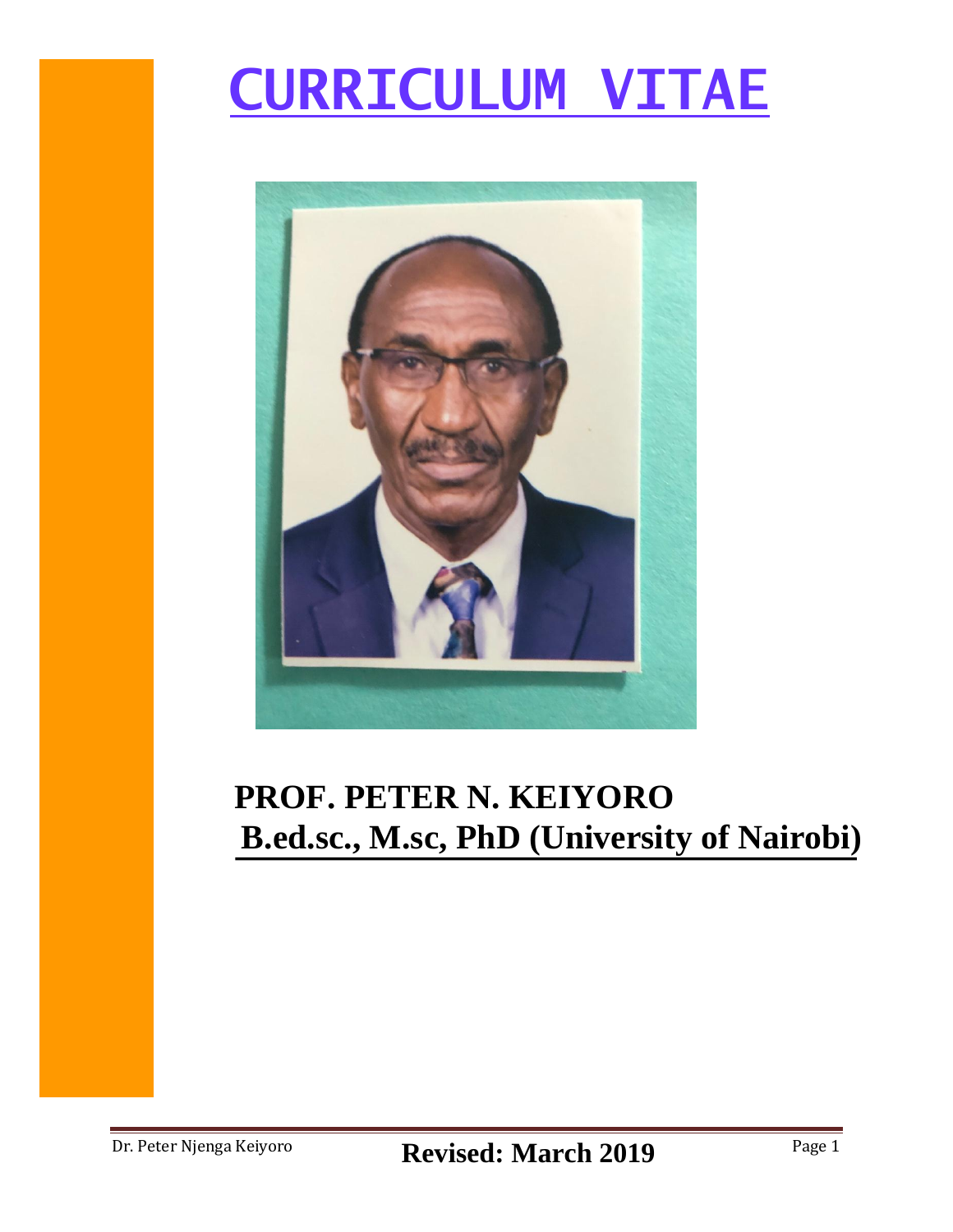# CURRICULUM VITAE

**PROF. PETER N. KEIYORO**

**B.ed.sc., M.sc, PhD (University of Nairobi)**

**Revised: March 2019**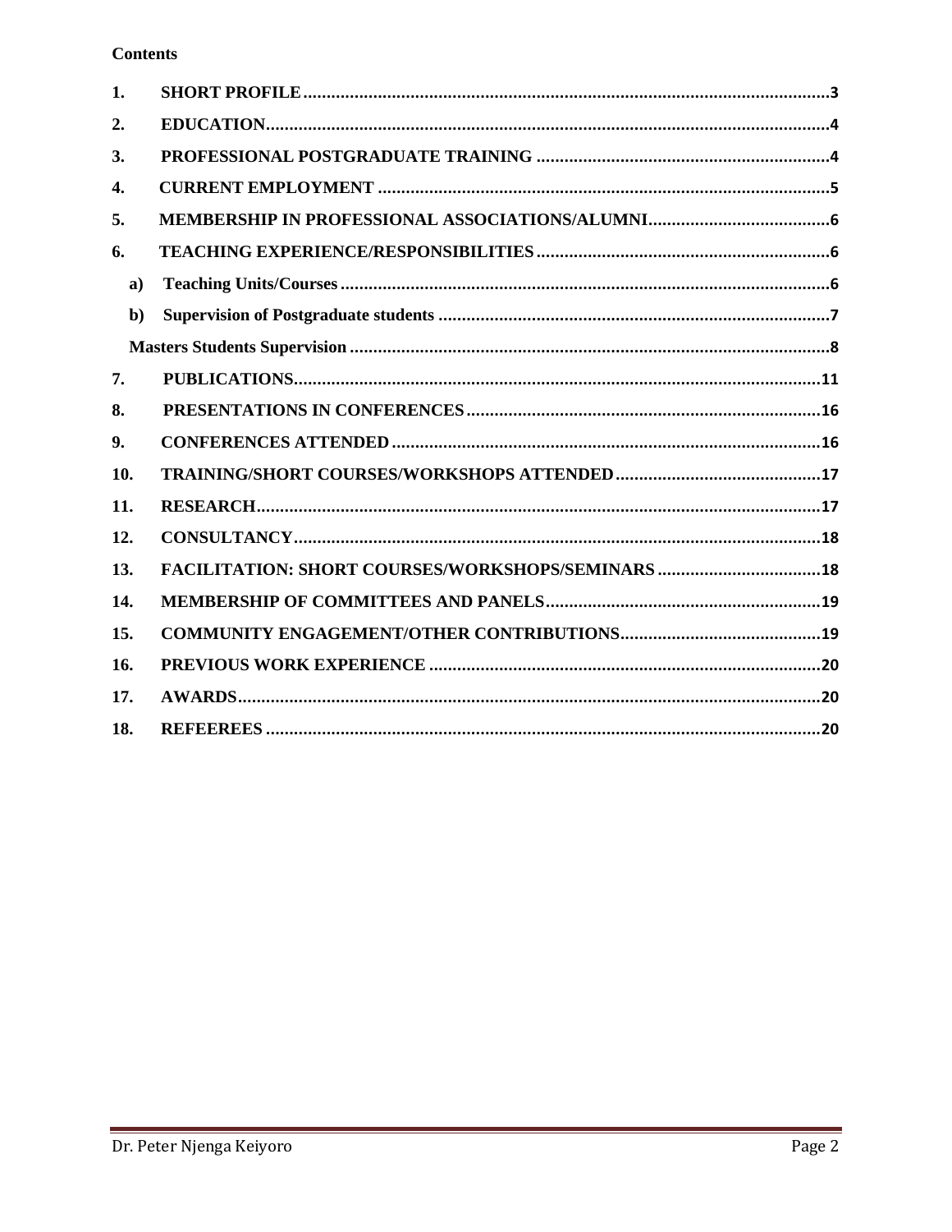**Contents**

1. SHORT PROFILE ............ 3
2. EDUCATION ............ 4
3. PROFESSIONAL POSTGRADUATE TRAINING ............ 4
4. CURRENT EMPLOYMENT ............ 5
5. MEMBERSHIP IN PROFESSIONAL ASSOCIATIONS/ALUMNI ............ 6
6. TEACHING EXPERIENCE/RESPONSIBILITIES ............ 6
   - a) Teaching Units/Courses ............ 6
   - b) Supervision of Postgraduate students ............ 7
   - Masters Students Supervision ............ 8
7. PUBLICATIONS ............ 11
8. PRESENTATIONS IN CONFERENCES ............ 16
9. CONFERENCES ATTENDED ............ 16
10. TRAINING/SHORT COURSES/WORKSHOPS ATTENDED ............ 17
11. RESEARCH ............ 17
12. CONSULTANCY ............ 18
13. FACILITATION: SHORT COURSES/WORKSHOPS/SEMINARS ............ 18
14. MEMBERSHIP OF COMMITTEES AND PANELS ............ 19
15. COMMUNITY ENGAGEMENT/OTHER CONTRIBUTIONS ............ 19
16. PREVIOUS WORK EXPERIENCE ............ 20
17. AWARDS ............ 20
18. REFEEREES ............ 20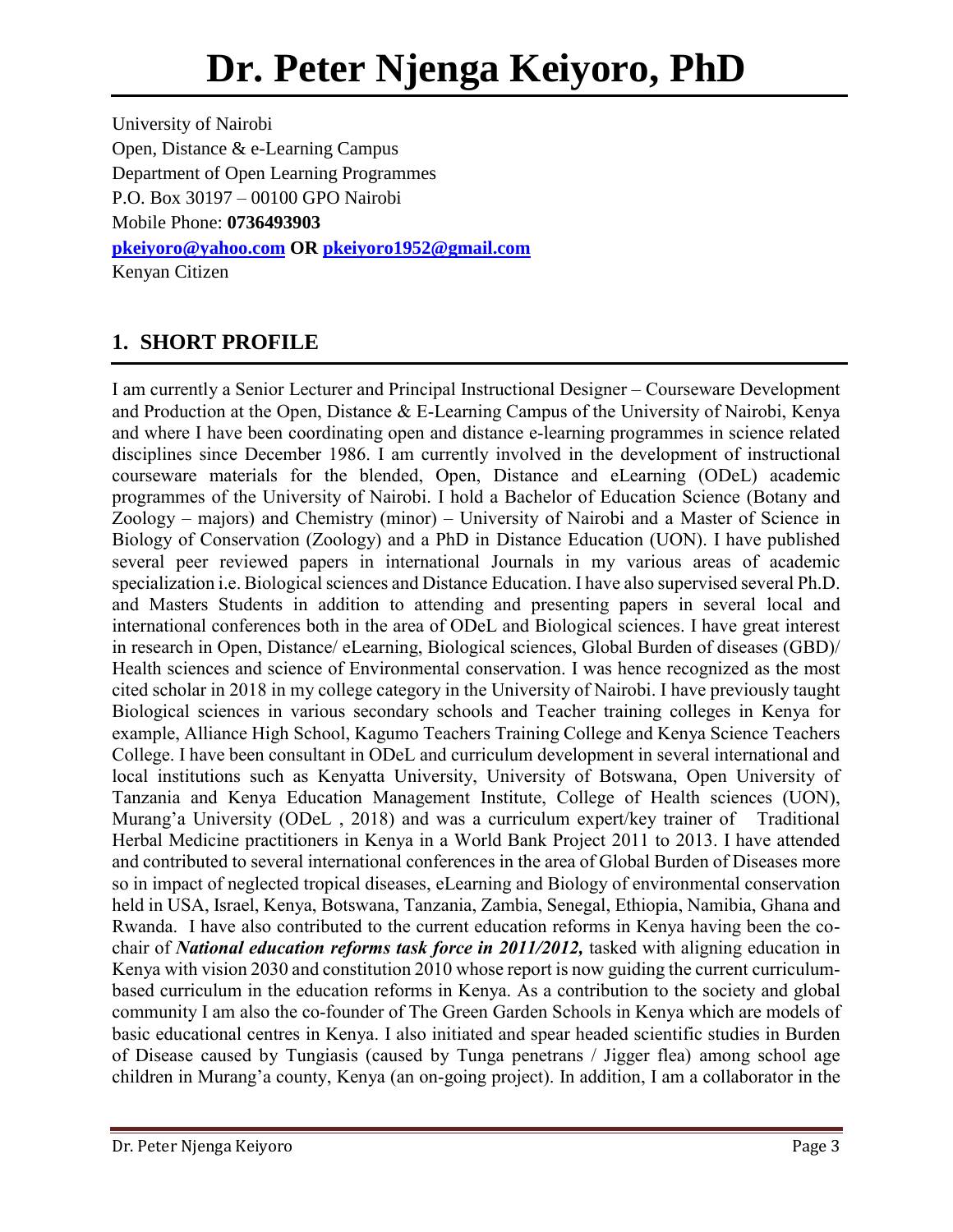# Dr. Peter Njenga Keiyoro, PhD

University of Nairobi
Open, Distance & e-Learning Campus
Department of Open Learning Programmes
P.O. Box 30197 – 00100 GPO Nairobi
Mobile Phone: **0736493903**
**pkeiyoro@yahoo.com OR pkeiyoro1952@gmail.com**
Kenyan Citizen

## 1. SHORT PROFILE

I am currently a Senior Lecturer and Principal Instructional Designer – Courseware Development and Production at the Open, Distance & E-Learning Campus of the University of Nairobi, Kenya and where I have been coordinating open and distance e-learning programmes in science related disciplines since December 1986. I am currently involved in the development of instructional courseware materials for the blended, Open, Distance and eLearning (ODeL) academic programmes of the University of Nairobi. I hold a Bachelor of Education Science (Botany and Zoology – majors) and Chemistry (minor) – University of Nairobi and a Master of Science in Biology of Conservation (Zoology) and a PhD in Distance Education (UON). I have published several peer reviewed papers in international Journals in my various areas of academic specialization i.e. Biological sciences and Distance Education. I have also supervised several Ph.D. and Masters Students in addition to attending and presenting papers in several local and international conferences both in the area of ODeL and Biological sciences. I have great interest in research in Open, Distance/ eLearning, Biological sciences, Global Burden of diseases (GBD)/ Health sciences and science of Environmental conservation. I was hence recognized as the most cited scholar in 2018 in my college category in the University of Nairobi. I have previously taught Biological sciences in various secondary schools and Teacher training colleges in Kenya for example, Alliance High School, Kagumo Teachers Training College and Kenya Science Teachers College. I have been consultant in ODeL and curriculum development in several international and local institutions such as Kenyatta University, University of Botswana, Open University of Tanzania and Kenya Education Management Institute, College of Health sciences (UON), Murang'a University (ODeL , 2018) and was a curriculum expert/key trainer of Traditional Herbal Medicine practitioners in Kenya in a World Bank Project 2011 to 2013. I have attended and contributed to several international conferences in the area of Global Burden of Diseases more so in impact of neglected tropical diseases, eLearning and Biology of environmental conservation held in USA, Israel, Kenya, Botswana, Tanzania, Zambia, Senegal, Ethiopia, Namibia, Ghana and Rwanda. I have also contributed to the current education reforms in Kenya having been the co-chair of ***National education reforms task force in 2011/2012,*** tasked with aligning education in Kenya with vision 2030 and constitution 2010 whose report is now guiding the current curriculum-based curriculum in the education reforms in Kenya. As a contribution to the society and global community I am also the co-founder of The Green Garden Schools in Kenya which are models of basic educational centres in Kenya. I also initiated and spear headed scientific studies in Burden of Disease caused by Tungiasis (caused by Tunga penetrans / Jigger flea) among school age children in Murang'a county, Kenya (an on-going project). In addition, I am a collaborator in the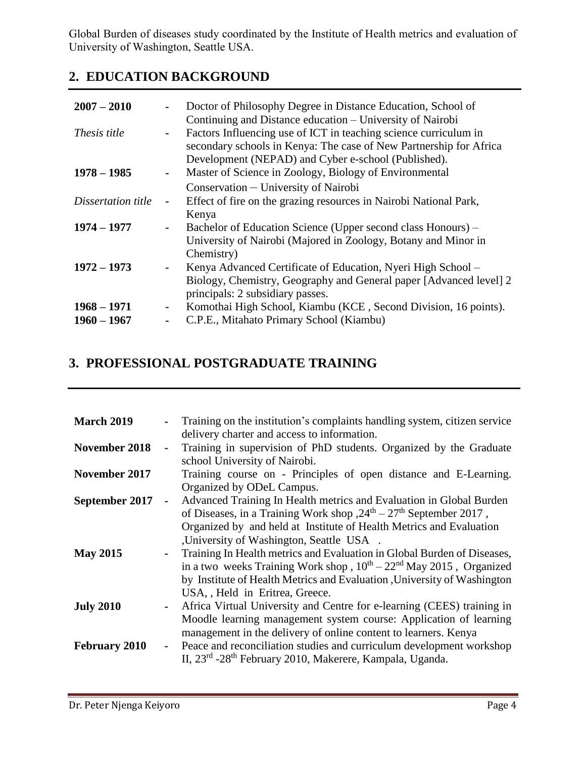Global Burden of diseases study coordinated by the Institute of Health metrics and evaluation of University of Washington, Seattle USA.

## 2. EDUCATION BACKGROUND

| | | |
|---|---|---|
| **2007 – 2010** | - | Doctor of Philosophy Degree in Distance Education, School of Continuing and Distance education – University of Nairobi |
| *Thesis title* | - | Factors Influencing use of ICT in teaching science curriculum in secondary schools in Kenya: The case of New Partnership for Africa Development (NEPAD) and Cyber e-school (Published). |
| **1978 – 1985** | - | Master of Science in Zoology, Biology of Environmental Conservation – University of Nairobi |
| *Dissertation title* | - | Effect of fire on the grazing resources in Nairobi National Park, Kenya |
| **1974 – 1977** | - | Bachelor of Education Science (Upper second class Honours) – University of Nairobi (Majored in Zoology, Botany and Minor in Chemistry) |
| **1972 – 1973** | - | Kenya Advanced Certificate of Education, Nyeri High School – Biology, Chemistry, Geography and General paper [Advanced level] 2 principals: 2 subsidiary passes. |
| **1968 – 1971** | - | Komothai High School, Kiambu (KCE , Second Division, 16 points). |
| **1960 – 1967** | - | C.P.E., Mitahato Primary School (Kiambu) |

## 3. PROFESSIONAL POSTGRADUATE TRAINING

| | | |
|---|---|---|
| **March 2019** | - | Training on the institution's complaints handling system, citizen service delivery charter and access to information. |
| **November 2018** | - | Training in supervision of PhD students. Organized by the Graduate school University of Nairobi. |
| **November 2017** | | Training course on - Principles of open distance and E-Learning. Organized by ODeL Campus. |
| **September 2017** | - | Advanced Training In Health metrics and Evaluation in Global Burden of Diseases, in a Training Work shop ,24th – 27th September 2017 , Organized by and held at Institute of Health Metrics and Evaluation ,University of Washington, Seattle USA . |
| **May 2015** | - | Training In Health metrics and Evaluation in Global Burden of Diseases, in a two weeks Training Work shop , 10th – 22nd May 2015 , Organized by Institute of Health Metrics and Evaluation ,University of Washington USA, , Held in Eritrea, Greece. |
| **July 2010** | - | Africa Virtual University and Centre for e-learning (CEES) training in Moodle learning management system course: Application of learning management in the delivery of online content to learners. Kenya |
| **February 2010** | - | Peace and reconciliation studies and curriculum development workshop II, 23rd -28th February 2010, Makerere, Kampala, Uganda. |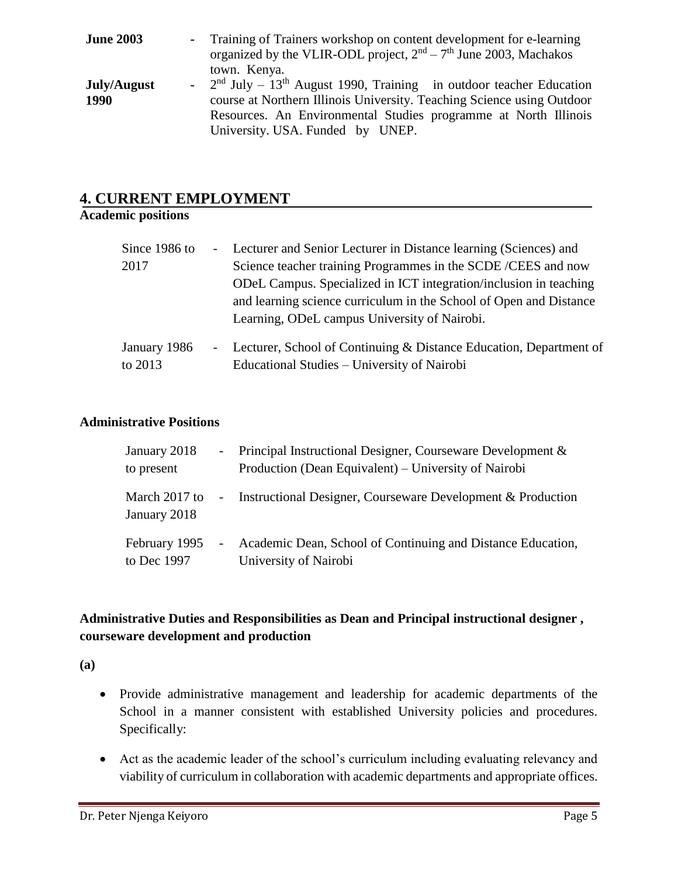| | | |
|---|---|---|
| **June 2003** | - | Training of Trainers workshop on content development for e-learning organized by the VLIR-ODL project, $2^{nd} – 7^{th}$ June 2003, Machakos town. Kenya. |
| **July/August 1990** | - | $2^{nd}$ July – $13^{th}$ August 1990, Training in outdoor teacher Education course at Northern Illinois University. Teaching Science using Outdoor Resources. An Environmental Studies programme at North Illinois University. USA. Funded by UNEP. |

## 4. CURRENT EMPLOYMENT

**Academic positions**

| | | |
|---|---|---|
| Since 1986 to 2017 | - | Lecturer and Senior Lecturer in Distance learning (Sciences) and Science teacher training Programmes in the SCDE /CEES and now ODeL Campus. Specialized in ICT integration/inclusion in teaching and learning science curriculum in the School of Open and Distance Learning, ODeL campus University of Nairobi. |
| January 1986 to 2013 | - | Lecturer, School of Continuing & Distance Education, Department of Educational Studies – University of Nairobi |

**Administrative Positions**

| | | |
|---|---|---|
| January 2018 to present | - | Principal Instructional Designer, Courseware Development & Production (Dean Equivalent) – University of Nairobi |
| March 2017 to January 2018 | - | Instructional Designer, Courseware Development & Production |
| February 1995 to Dec 1997 | - | Academic Dean, School of Continuing and Distance Education, University of Nairobi |

**Administrative Duties and Responsibilities as Dean and Principal instructional designer , courseware development and production**

**(a)**

- Provide administrative management and leadership for academic departments of the School in a manner consistent with established University policies and procedures. Specifically:
- Act as the academic leader of the school's curriculum including evaluating relevancy and viability of curriculum in collaboration with academic departments and appropriate offices.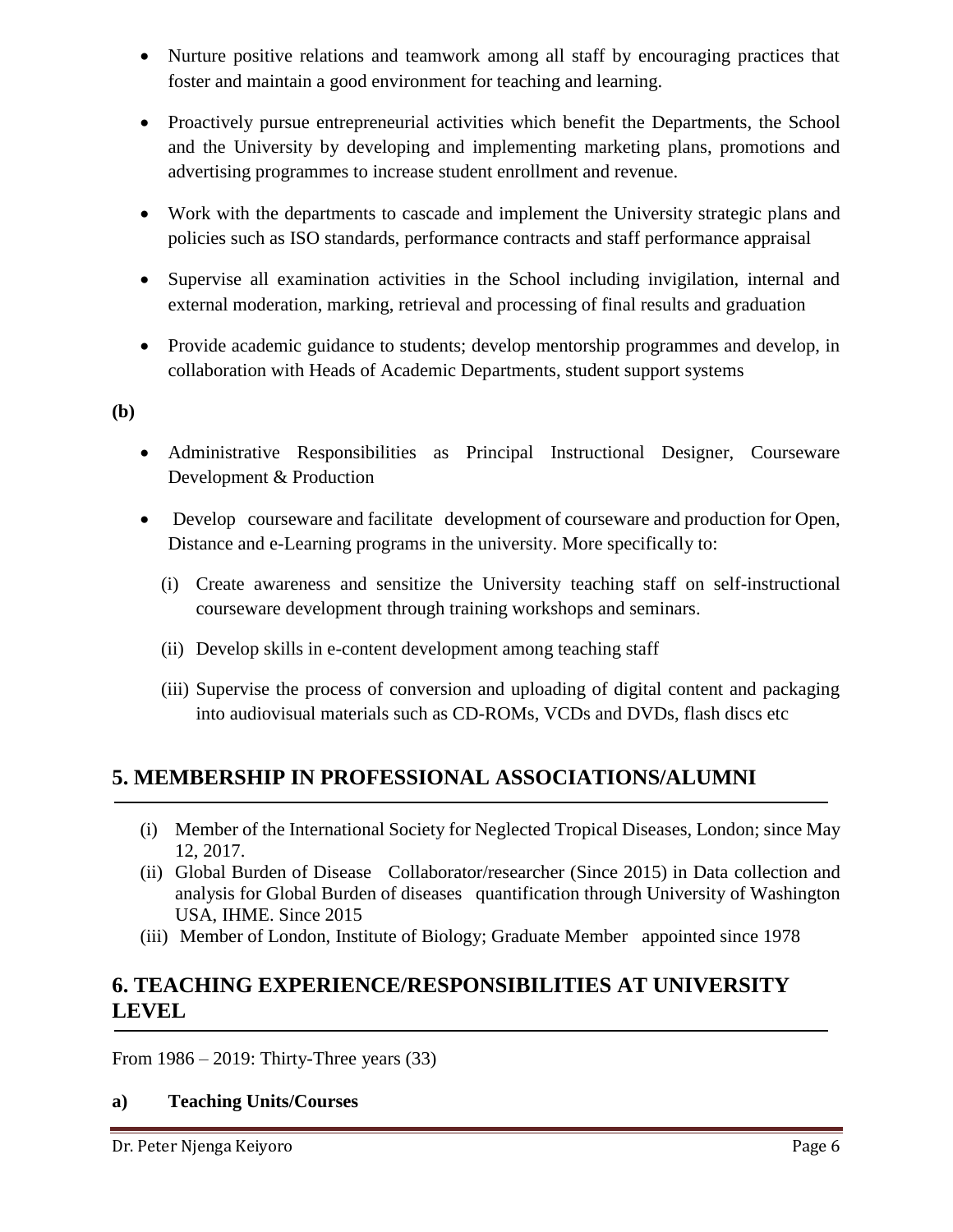- Nurture positive relations and teamwork among all staff by encouraging practices that foster and maintain a good environment for teaching and learning.
- Proactively pursue entrepreneurial activities which benefit the Departments, the School and the University by developing and implementing marketing plans, promotions and advertising programmes to increase student enrollment and revenue.
- Work with the departments to cascade and implement the University strategic plans and policies such as ISO standards, performance contracts and staff performance appraisal
- Supervise all examination activities in the School including invigilation, internal and external moderation, marking, retrieval and processing of final results and graduation
- Provide academic guidance to students; develop mentorship programmes and develop, in collaboration with Heads of Academic Departments, student support systems

**(b)**

- Administrative Responsibilities as Principal Instructional Designer, Courseware Development & Production
- Develop courseware and facilitate development of courseware and production for Open, Distance and e-Learning programs in the university. More specifically to:
  - (i) Create awareness and sensitize the University teaching staff on self-instructional courseware development through training workshops and seminars.
  - (ii) Develop skills in e-content development among teaching staff
  - (iii) Supervise the process of conversion and uploading of digital content and packaging into audiovisual materials such as CD-ROMs, VCDs and DVDs, flash discs etc

## 5. MEMBERSHIP IN PROFESSIONAL ASSOCIATIONS/ALUMNI

- (i) Member of the International Society for Neglected Tropical Diseases, London; since May 12, 2017.
- (ii) Global Burden of Disease Collaborator/researcher (Since 2015) in Data collection and analysis for Global Burden of diseases quantification through University of Washington USA, IHME. Since 2015
- (iii) Member of London, Institute of Biology; Graduate Member appointed since 1978

## 6. TEACHING EXPERIENCE/RESPONSIBILITIES AT UNIVERSITY LEVEL

From 1986 – 2019: Thirty-Three years (33)

**a) Teaching Units/Courses**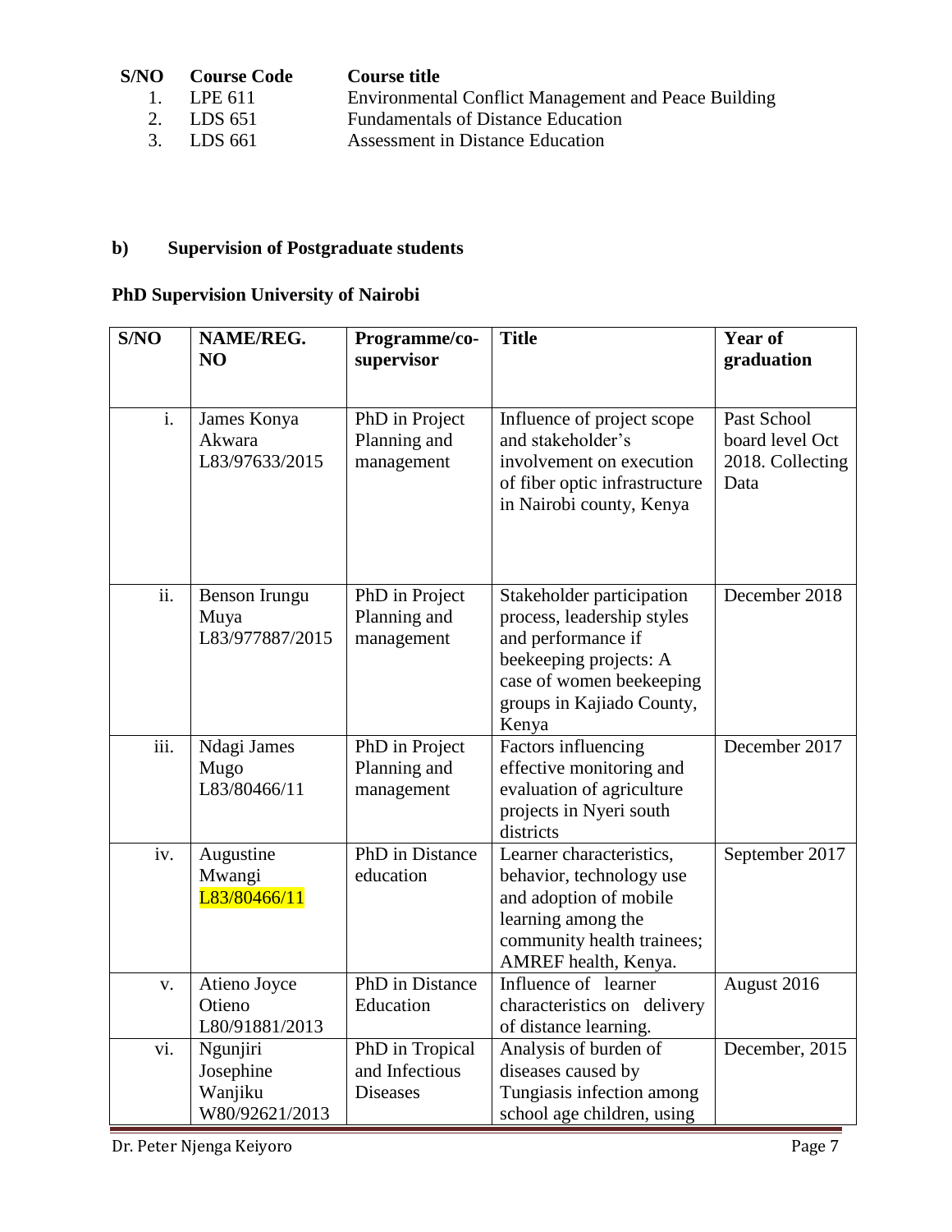| S/NO | Course Code | Course title |
|---|---|---|
| 1. | LPE 611 | Environmental Conflict Management and Peace Building |
| 2. | LDS 651 | Fundamentals of Distance Education |
| 3. | LDS 661 | Assessment in Distance Education |

## b) Supervision of Postgraduate students

### PhD Supervision University of Nairobi

| S/NO | NAME/REG. NO | Programme/co-supervisor | Title | Year of graduation |
|---|---|---|---|---|
| i. | James Konya Akwara L83/97633/2015 | PhD in Project Planning and management | Influence of project scope and stakeholder's involvement on execution of fiber optic infrastructure in Nairobi county, Kenya | Past School board level Oct 2018. Collecting Data |
| ii. | Benson Irungu Muya L83/977887/2015 | PhD in Project Planning and management | Stakeholder participation process, leadership styles and performance if beekeeping projects: A case of women beekeeping groups in Kajiado County, Kenya | December 2018 |
| iii. | Ndagi James Mugo L83/80466/11 | PhD in Project Planning and management | Factors influencing effective monitoring and evaluation of agriculture projects in Nyeri south districts | December 2017 |
| iv. | Augustine Mwangi L83/80466/11 | PhD in Distance education | Learner characteristics, behavior, technology use and adoption of mobile learning among the community health trainees; AMREF health, Kenya. | September 2017 |
| v. | Atieno Joyce Otieno L80/91881/2013 | PhD in Distance Education | Influence of learner characteristics on delivery of distance learning. | August 2016 |
| vi. | Ngunjiri Josephine Wanjiku W80/92621/2013 | PhD in Tropical and Infectious Diseases | Analysis of burden of diseases caused by Tungiasis infection among school age children, using | December, 2015 |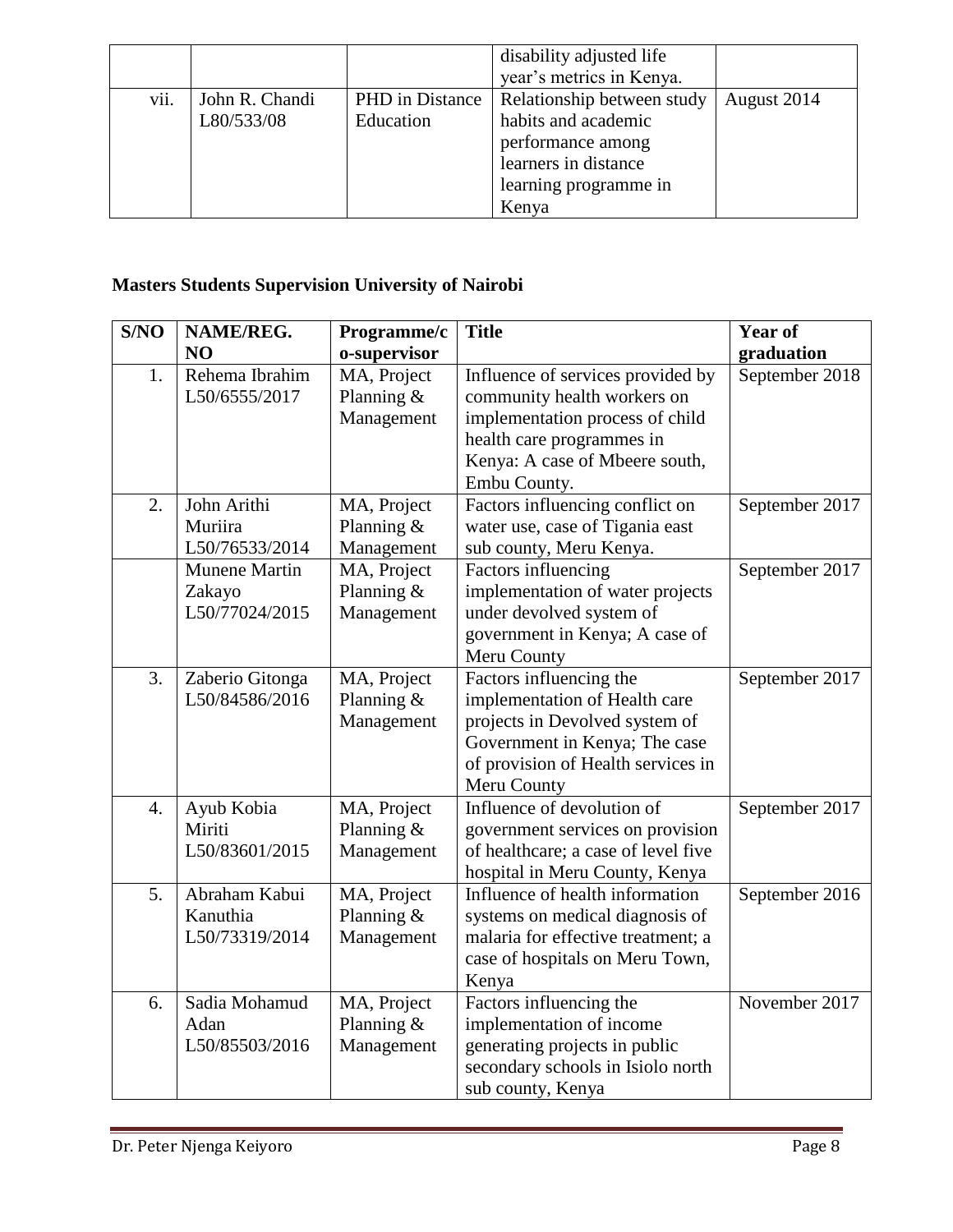|  |  |  | disability adjusted life year's metrics in Kenya. |  |
|---|---|---|---|---|
| vii. | John R. Chandi L80/533/08 | PHD in Distance Education | Relationship between study habits and academic performance among learners in distance learning programme in Kenya | August 2014 |

**Masters Students Supervision University of Nairobi**

| S/NO | NAME/REG. NO | Programme/co-supervisor | Title | Year of graduation |
|---|---|---|---|---|
| 1. | Rehema Ibrahim L50/6555/2017 | MA, Project Planning & Management | Influence of services provided by community health workers on implementation process of child health care programmes in Kenya: A case of Mbeere south, Embu County. | September 2018 |
| 2. | John Arithi Muriira L50/76533/2014 | MA, Project Planning & Management | Factors influencing conflict on water use, case of Tigania east sub county, Meru Kenya. | September 2017 |
|  | Munene Martin Zakayo L50/77024/2015 | MA, Project Planning & Management | Factors influencing implementation of water projects under devolved system of government in Kenya; A case of Meru County | September 2017 |
| 3. | Zaberio Gitonga L50/84586/2016 | MA, Project Planning & Management | Factors influencing the implementation of Health care projects in Devolved system of Government in Kenya; The case of provision of Health services in Meru County | September 2017 |
| 4. | Ayub Kobia Miriti L50/83601/2015 | MA, Project Planning & Management | Influence of devolution of government services on provision of healthcare; a case of level five hospital in Meru County, Kenya | September 2017 |
| 5. | Abraham Kabui Kanuthia L50/73319/2014 | MA, Project Planning & Management | Influence of health information systems on medical diagnosis of malaria for effective treatment; a case of hospitals on Meru Town, Kenya | September 2016 |
| 6. | Sadia Mohamud Adan L50/85503/2016 | MA, Project Planning & Management | Factors influencing the implementation of income generating projects in public secondary schools in Isiolo north sub county, Kenya | November 2017 |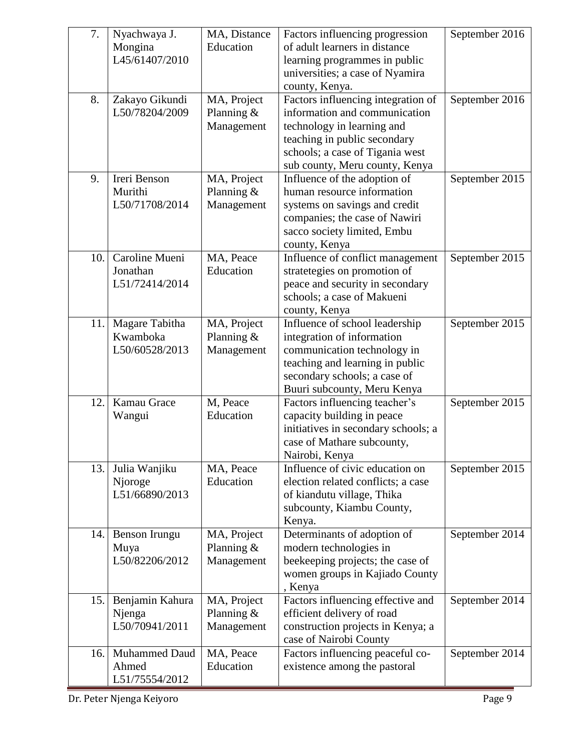| 7. | Nyachwaya J. Mongina L45/61407/2010 | MA, Distance Education | Factors influencing progression of adult learners in distance learning programmes in public universities; a case of Nyamira county, Kenya. | September 2016 |
|---|---|---|---|---|
| 8. | Zakayo Gikundi L50/78204/2009 | MA, Project Planning & Management | Factors influencing integration of information and communication technology in learning and teaching in public secondary schools; a case of Tigania west sub county, Meru county, Kenya | September 2016 |
| 9. | Ireri Benson Murithi L50/71708/2014 | MA, Project Planning & Management | Influence of the adoption of human resource information systems on savings and credit companies; the case of Nawiri sacco society limited, Embu county, Kenya | September 2015 |
| 10. | Caroline Mueni Jonathan L51/72414/2014 | MA, Peace Education | Influence of conflict management stratetegies on promotion of peace and security in secondary schools; a case of Makueni county, Kenya | September 2015 |
| 11. | Magare Tabitha Kwamboka L50/60528/2013 | MA, Project Planning & Management | Influence of school leadership integration of information communication technology in teaching and learning in public secondary schools; a case of Buuri subcounty, Meru Kenya | September 2015 |
| 12. | Kamau Grace Wangui | M, Peace Education | Factors influencing teacher's capacity building in peace initiatives in secondary schools; a case of Mathare subcounty, Nairobi, Kenya | September 2015 |
| 13. | Julia Wanjiku Njoroge L51/66890/2013 | MA, Peace Education | Influence of civic education on election related conflicts; a case of kiandutu village, Thika subcounty, Kiambu County, Kenya. | September 2015 |
| 14. | Benson Irungu Muya L50/82206/2012 | MA, Project Planning & Management | Determinants of adoption of modern technologies in beekeeping projects; the case of women groups in Kajiado County , Kenya | September 2014 |
| 15. | Benjamin Kahura Njenga L50/70941/2011 | MA, Project Planning & Management | Factors influencing effective and efficient delivery of road construction projects in Kenya; a case of Nairobi County | September 2014 |
| 16. | Muhammed Daud Ahmed L51/75554/2012 | MA, Peace Education | Factors influencing peaceful co-existence among the pastoral | September 2014 |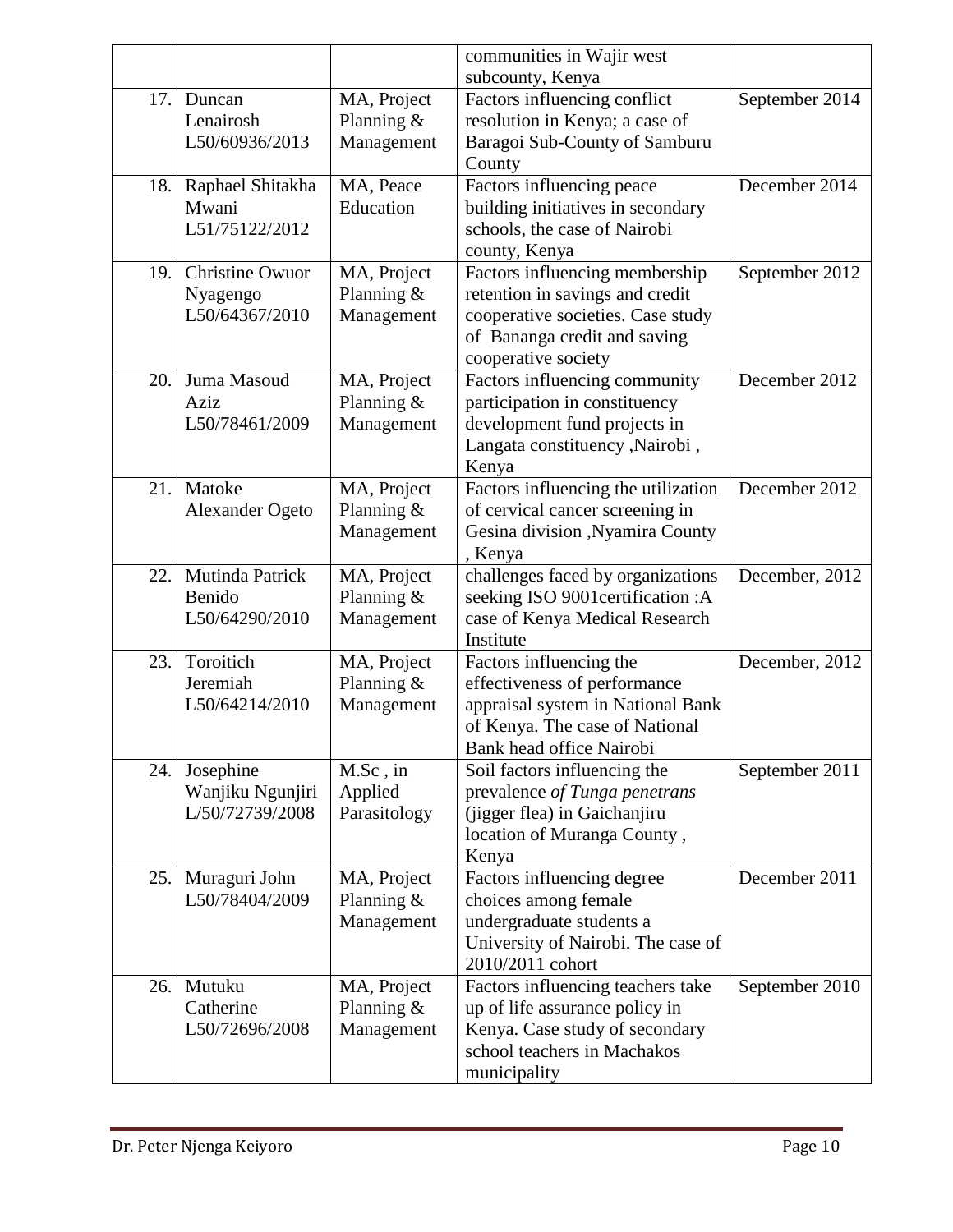| | | | communities in Wajir west subcounty, Kenya | |
|---|---|---|---|---|
| 17. | Duncan Lenairosh L50/60936/2013 | MA, Project Planning & Management | Factors influencing conflict resolution in Kenya; a case of Baragoi Sub-County of Samburu County | September 2014 |
| 18. | Raphael Shitakha Mwani L51/75122/2012 | MA, Peace Education | Factors influencing peace building initiatives in secondary schools, the case of Nairobi county, Kenya | December 2014 |
| 19. | Christine Owuor Nyagengo L50/64367/2010 | MA, Project Planning & Management | Factors influencing membership retention in savings and credit cooperative societies. Case study of Bananga credit and saving cooperative society | September 2012 |
| 20. | Juma Masoud Aziz L50/78461/2009 | MA, Project Planning & Management | Factors influencing community participation in constituency development fund projects in Langata constituency ,Nairobi , Kenya | December 2012 |
| 21. | Matoke Alexander Ogeto | MA, Project Planning & Management | Factors influencing the utilization of cervical cancer screening in Gesina division ,Nyamira County , Kenya | December 2012 |
| 22. | Mutinda Patrick Benido L50/64290/2010 | MA, Project Planning & Management | challenges faced by organizations seeking ISO 9001certification :A case of Kenya Medical Research Institute | December, 2012 |
| 23. | Toroitich Jeremiah L50/64214/2010 | MA, Project Planning & Management | Factors influencing the effectiveness of performance appraisal system in National Bank of Kenya. The case of National Bank head office Nairobi | December, 2012 |
| 24. | Josephine Wanjiku Ngunjiri L/50/72739/2008 | M.Sc , in Applied Parasitology | Soil factors influencing the prevalence *of Tunga penetrans* (jigger flea) in Gaichanjiru location of Muranga County , Kenya | September 2011 |
| 25. | Muraguri John L50/78404/2009 | MA, Project Planning & Management | Factors influencing degree choices among female undergraduate students a University of Nairobi. The case of 2010/2011 cohort | December 2011 |
| 26. | Mutuku Catherine L50/72696/2008 | MA, Project Planning & Management | Factors influencing teachers take up of life assurance policy in Kenya. Case study of secondary school teachers in Machakos municipality | September 2010 |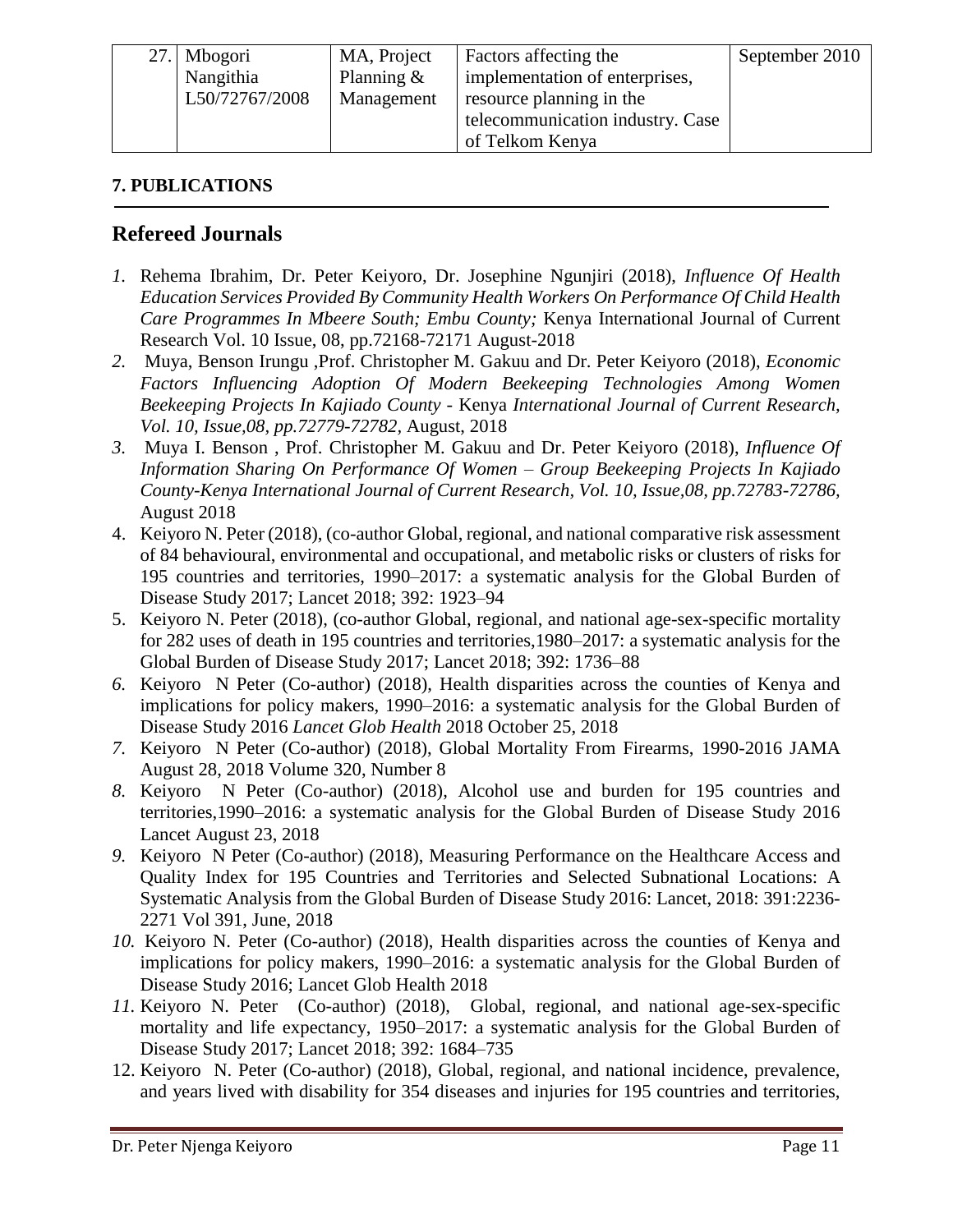| 27. | Mbogori Nangithia L50/72767/2008 | MA, Project Planning & Management | Factors affecting the implementation of enterprises, resource planning in the telecommunication industry. Case of Telkom Kenya | September 2010 |
|---|---|---|---|---|

## 7. PUBLICATIONS

## Refereed Journals

1. Rehema Ibrahim, Dr. Peter Keiyoro, Dr. Josephine Ngunjiri (2018), *Influence Of Health Education Services Provided By Community Health Workers On Performance Of Child Health Care Programmes In Mbeere South; Embu County;* Kenya International Journal of Current Research Vol. 10 Issue, 08, pp.72168-72171 August-2018
2. Muya, Benson Irungu ,Prof. Christopher M. Gakuu and Dr. Peter Keiyoro (2018), *Economic Factors Influencing Adoption Of Modern Beekeeping Technologies Among Women Beekeeping Projects In Kajiado County* - Kenya *International Journal of Current Research, Vol. 10, Issue,08, pp.72779-72782,* August, 2018
3. Muya I. Benson , Prof. Christopher M. Gakuu and Dr. Peter Keiyoro (2018), *Influence Of Information Sharing On Performance Of Women – Group Beekeeping Projects In Kajiado County-Kenya International Journal of Current Research, Vol. 10, Issue,08, pp.72783-72786,* August 2018
4. Keiyoro N. Peter (2018), (co-author Global, regional, and national comparative risk assessment of 84 behavioural, environmental and occupational, and metabolic risks or clusters of risks for 195 countries and territories, 1990–2017: a systematic analysis for the Global Burden of Disease Study 2017; Lancet 2018; 392: 1923–94
5. Keiyoro N. Peter (2018), (co-author Global, regional, and national age-sex-specific mortality for 282 uses of death in 195 countries and territories,1980–2017: a systematic analysis for the Global Burden of Disease Study 2017; Lancet 2018; 392: 1736–88
6. Keiyoro N Peter (Co-author) (2018), Health disparities across the counties of Kenya and implications for policy makers, 1990–2016: a systematic analysis for the Global Burden of Disease Study 2016 *Lancet Glob Health* 2018 October 25, 2018
7. Keiyoro N Peter (Co-author) (2018), Global Mortality From Firearms, 1990-2016 JAMA August 28, 2018 Volume 320, Number 8
8. Keiyoro N Peter (Co-author) (2018), Alcohol use and burden for 195 countries and territories,1990–2016: a systematic analysis for the Global Burden of Disease Study 2016 Lancet August 23, 2018
9. Keiyoro N Peter (Co-author) (2018), Measuring Performance on the Healthcare Access and Quality Index for 195 Countries and Territories and Selected Subnational Locations: A Systematic Analysis from the Global Burden of Disease Study 2016: Lancet, 2018: 391:2236-2271 Vol 391, June, 2018
10. Keiyoro N. Peter (Co-author) (2018), Health disparities across the counties of Kenya and implications for policy makers, 1990–2016: a systematic analysis for the Global Burden of Disease Study 2016; Lancet Glob Health 2018
11. Keiyoro N. Peter (Co-author) (2018), Global, regional, and national age-sex-specific mortality and life expectancy, 1950–2017: a systematic analysis for the Global Burden of Disease Study 2017; Lancet 2018; 392: 1684–735
12. Keiyoro N. Peter (Co-author) (2018), Global, regional, and national incidence, prevalence, and years lived with disability for 354 diseases and injuries for 195 countries and territories,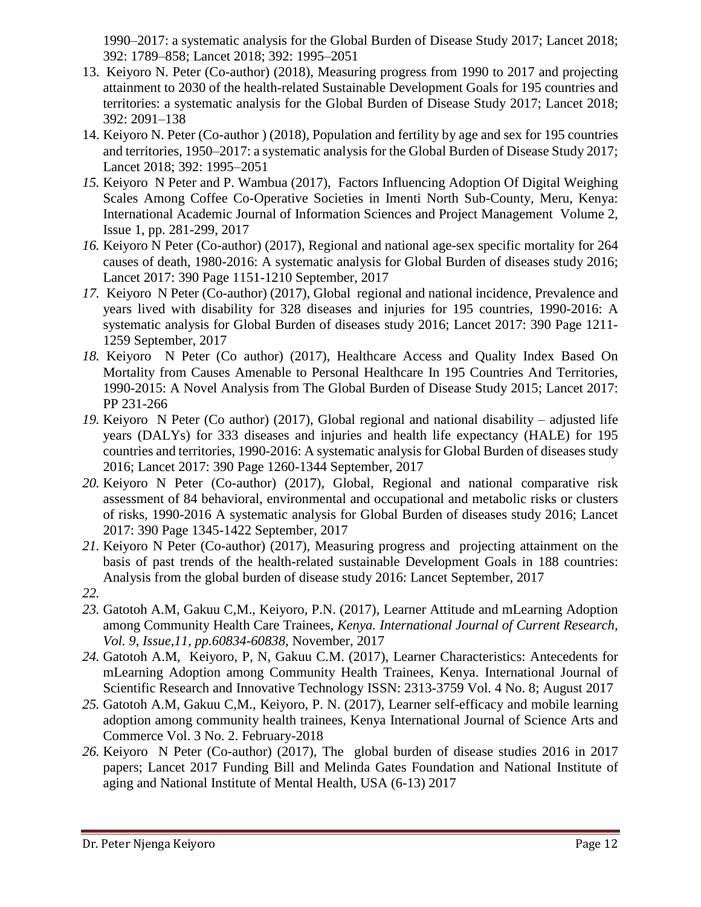1990–2017: a systematic analysis for the Global Burden of Disease Study 2017; Lancet 2018; 392: 1789–858; Lancet 2018; 392: 1995–2051

13. Keiyoro N. Peter (Co-author) (2018), Measuring progress from 1990 to 2017 and projecting attainment to 2030 of the health-related Sustainable Development Goals for 195 countries and territories: a systematic analysis for the Global Burden of Disease Study 2017; Lancet 2018; 392: 2091–138
14. Keiyoro N. Peter (Co-author ) (2018), Population and fertility by age and sex for 195 countries and territories, 1950–2017: a systematic analysis for the Global Burden of Disease Study 2017; Lancet 2018; 392: 1995–2051
15. Keiyoro N Peter and P. Wambua (2017), Factors Influencing Adoption Of Digital Weighing Scales Among Coffee Co-Operative Societies in Imenti North Sub-County, Meru, Kenya: International Academic Journal of Information Sciences and Project Management Volume 2, Issue 1, pp. 281-299, 2017
16. Keiyoro N Peter (Co-author) (2017), Regional and national age-sex specific mortality for 264 causes of death, 1980-2016: A systematic analysis for Global Burden of diseases study 2016; Lancet 2017: 390 Page 1151-1210 September, 2017
17. Keiyoro N Peter (Co-author) (2017), Global regional and national incidence, Prevalence and years lived with disability for 328 diseases and injuries for 195 countries, 1990-2016: A systematic analysis for Global Burden of diseases study 2016; Lancet 2017: 390 Page 1211-1259 September, 2017
18. Keiyoro N Peter (Co author) (2017), Healthcare Access and Quality Index Based On Mortality from Causes Amenable to Personal Healthcare In 195 Countries And Territories, 1990-2015: A Novel Analysis from The Global Burden of Disease Study 2015; Lancet 2017: PP 231-266
19. Keiyoro N Peter (Co author) (2017), Global regional and national disability – adjusted life years (DALYs) for 333 diseases and injuries and health life expectancy (HALE) for 195 countries and territories, 1990-2016: A systematic analysis for Global Burden of diseases study 2016; Lancet 2017: 390 Page 1260-1344 September, 2017
20. Keiyoro N Peter (Co-author) (2017), Global, Regional and national comparative risk assessment of 84 behavioral, environmental and occupational and metabolic risks or clusters of risks, 1990-2016 A systematic analysis for Global Burden of diseases study 2016; Lancet 2017: 390 Page 1345-1422 September, 2017
21. Keiyoro N Peter (Co-author) (2017), Measuring progress and projecting attainment on the basis of past trends of the health-related sustainable Development Goals in 188 countries: Analysis from the global burden of disease study 2016: Lancet September, 2017
22. 
23. Gatotoh A.M, Gakuu C,M., Keiyoro, P.N. (2017), Learner Attitude and mLearning Adoption among Community Health Care Trainees, *Kenya. International Journal of Current Research, Vol. 9, Issue,11, pp.60834-60838*, November, 2017
24. Gatotoh A.M, Keiyoro, P, N, Gakuu C.M. (2017), Learner Characteristics: Antecedents for mLearning Adoption among Community Health Trainees, Kenya. International Journal of Scientific Research and Innovative Technology ISSN: 2313-3759 Vol. 4 No. 8; August 2017
25. Gatotoh A.M, Gakuu C,M., Keiyoro, P. N. (2017), Learner self-efficacy and mobile learning adoption among community health trainees, Kenya International Journal of Science Arts and Commerce Vol. 3 No. 2. February-2018
26. Keiyoro N Peter (Co-author) (2017), The global burden of disease studies 2016 in 2017 papers; Lancet 2017 Funding Bill and Melinda Gates Foundation and National Institute of aging and National Institute of Mental Health, USA (6-13) 2017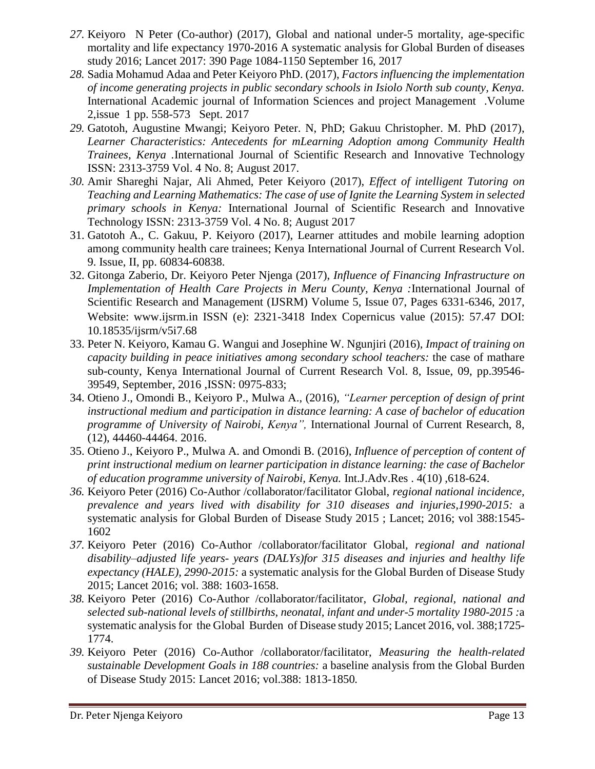27. Keiyoro N Peter (Co-author) (2017), Global and national under-5 mortality, age-specific mortality and life expectancy 1970-2016 A systematic analysis for Global Burden of diseases study 2016; Lancet 2017: 390 Page 1084-1150 September 16, 2017
28. Sadia Mohamud Adaa and Peter Keiyoro PhD. (2017), *Factors influencing the implementation of income generating projects in public secondary schools in Isiolo North sub county, Kenya.* International Academic journal of Information Sciences and project Management .Volume 2,issue 1 pp. 558-573 Sept. 2017
29. Gatotoh, Augustine Mwangi; Keiyoro Peter. N, PhD; Gakuu Christopher. M. PhD (2017), *Learner Characteristics: Antecedents for mLearning Adoption among Community Health Trainees, Kenya* .International Journal of Scientific Research and Innovative Technology ISSN: 2313-3759 Vol. 4 No. 8; August 2017.
30. Amir Shareghi Najar, Ali Ahmed, Peter Keiyoro (2017), *Effect of intelligent Tutoring on Teaching and Learning Mathematics: The case of use of Ignite the Learning System in selected primary schools in Kenya:* International Journal of Scientific Research and Innovative Technology ISSN: 2313-3759 Vol. 4 No. 8; August 2017
31. Gatotoh A., C. Gakuu, P. Keiyoro (2017), Learner attitudes and mobile learning adoption among community health care trainees; Kenya International Journal of Current Research Vol. 9. Issue, II, pp. 60834-60838.
32. Gitonga Zaberio, Dr. Keiyoro Peter Njenga (2017), *Influence of Financing Infrastructure on Implementation of Health Care Projects in Meru County, Kenya :*International Journal of Scientific Research and Management (IJSRM) Volume 5, Issue 07, Pages 6331-6346, 2017, Website: www.ijsrm.in ISSN (e): 2321-3418 Index Copernicus value (2015): 57.47 DOI: 10.18535/ijsrm/v5i7.68
33. Peter N. Keiyoro, Kamau G. Wangui and Josephine W. Ngunjiri (2016), *Impact of training on capacity building in peace initiatives among secondary school teachers:* the case of mathare sub-county, Kenya International Journal of Current Research Vol. 8, Issue, 09, pp.39546-39549, September, 2016 ,ISSN: 0975-833;
34. Otieno J., Omondi B., Keiyoro P., Mulwa A., (2016), *"Learner perception of design of print instructional medium and participation in distance learning: A case of bachelor of education programme of University of Nairobi, Kenya",* International Journal of Current Research, 8, (12), 44460-44464. 2016.
35. Otieno J., Keiyoro P., Mulwa A. and Omondi B. (2016), *Influence of perception of content of print instructional medium on learner participation in distance learning: the case of Bachelor of education programme university of Nairobi, Kenya.* Int.J.Adv.Res . 4(10) ,618-624.
36. Keiyoro Peter (2016) Co-Author /collaborator/facilitator Global, *regional national incidence, prevalence and years lived with disability for 310 diseases and injuries,1990-2015:* a systematic analysis for Global Burden of Disease Study 2015 ; Lancet; 2016; vol 388:1545-1602
37. Keiyoro Peter (2016) Co-Author /collaborator/facilitator Global, *regional and national disability–adjusted life years- years (DALYs)for 315 diseases and injuries and healthy life expectancy (HALE), 2990-2015:* a systematic analysis for the Global Burden of Disease Study 2015; Lancet 2016; vol. 388: 1603-1658.
38. Keiyoro Peter (2016) Co-Author /collaborator/facilitator, *Global, regional, national and selected sub-national levels of stillbirths, neonatal, infant and under-5 mortality 1980-2015 :*a systematic analysis for the Global Burden of Disease study 2015; Lancet 2016, vol. 388;1725-1774.
39. Keiyoro Peter (2016) Co-Author /collaborator/facilitator, *Measuring the health-related sustainable Development Goals in 188 countries:* a baseline analysis from the Global Burden of Disease Study 2015: Lancet 2016; vol.388: 1813-1850*.*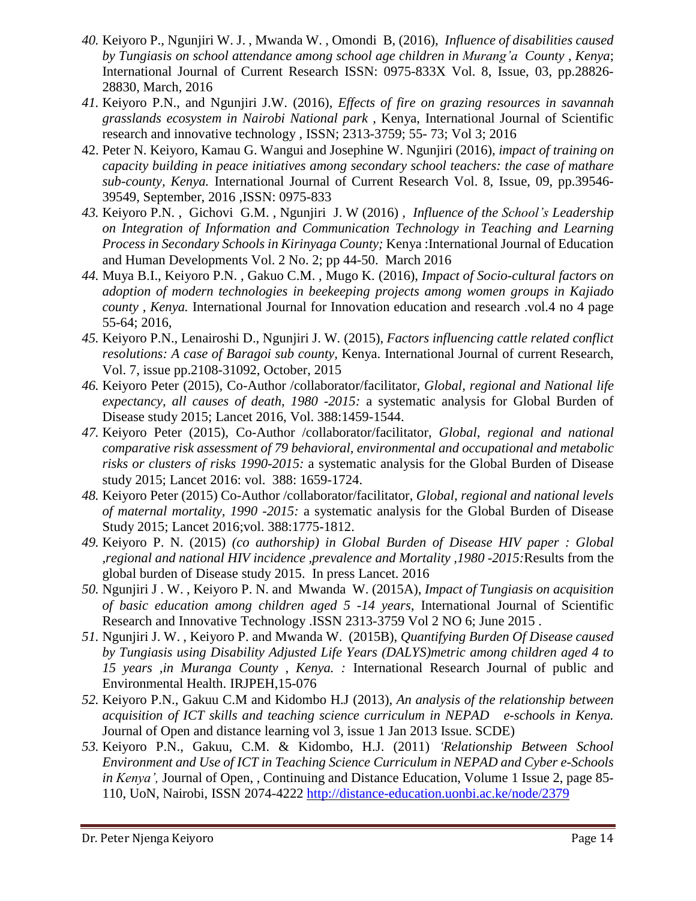40. Keiyoro P., Ngunjiri W. J. , Mwanda W. , Omondi B, (2016), *Influence of disabilities caused by Tungiasis on school attendance among school age children in Murang'a County , Kenya*; International Journal of Current Research ISSN: 0975-833X Vol. 8, Issue, 03, pp.28826-28830, March, 2016
41. Keiyoro P.N., and Ngunjiri J.W. (2016), *Effects of fire on grazing resources in savannah grasslands ecosystem in Nairobi National park* , Kenya, International Journal of Scientific research and innovative technology , ISSN; 2313-3759; 55- 73; Vol 3; 2016
42. Peter N. Keiyoro, Kamau G. Wangui and Josephine W. Ngunjiri (2016), *impact of training on capacity building in peace initiatives among secondary school teachers: the case of mathare sub-county, Kenya.* International Journal of Current Research Vol. 8, Issue, 09, pp.39546-39549, September, 2016 ,ISSN: 0975-833
43. Keiyoro P.N. , Gichovi G.M. , Ngunjiri J. W (2016) , *Influence of the School's Leadership on Integration of Information and Communication Technology in Teaching and Learning Process in Secondary Schools in Kirinyaga County;* Kenya :International Journal of Education and Human Developments Vol. 2 No. 2; pp 44-50. March 2016
44. Muya B.I., Keiyoro P.N. , Gakuo C.M. , Mugo K. (2016), *Impact of Socio-cultural factors on adoption of modern technologies in beekeeping projects among women groups in Kajiado county , Kenya.* International Journal for Innovation education and research .vol.4 no 4 page 55-64; 2016,
45. Keiyoro P.N., Lenairoshi D., Ngunjiri J. W. (2015), *Factors influencing cattle related conflict resolutions: A case of Baragoi sub county*, Kenya. International Journal of current Research, Vol. 7, issue pp.2108-31092, October, 2015
46. Keiyoro Peter (2015), Co-Author /collaborator/facilitator, *Global, regional and National life expectancy, all causes of death, 1980 -2015:* a systematic analysis for Global Burden of Disease study 2015; Lancet 2016, Vol. 388:1459-1544.
47. Keiyoro Peter (2015), Co-Author /collaborator/facilitator, *Global, regional and national comparative risk assessment of 79 behavioral, environmental and occupational and metabolic risks or clusters of risks 1990-2015:* a systematic analysis for the Global Burden of Disease study 2015; Lancet 2016: vol. 388: 1659-1724.
48. Keiyoro Peter (2015) Co-Author /collaborator/facilitator, *Global, regional and national levels of maternal mortality, 1990 -2015:* a systematic analysis for the Global Burden of Disease Study 2015; Lancet 2016;vol. 388:1775-1812.
49. Keiyoro P. N. (2015) *(co authorship) in Global Burden of Disease HIV paper : Global ,regional and national HIV incidence ,prevalence and Mortality ,1980 -2015:*Results from the global burden of Disease study 2015. In press Lancet. 2016
50. Ngunjiri J . W. , Keiyoro P. N. and Mwanda W. (2015A), *Impact of Tungiasis on acquisition of basic education among children aged 5 -14 years,* International Journal of Scientific Research and Innovative Technology .ISSN 2313-3759 Vol 2 NO 6; June 2015 .
51. Ngunjiri J. W. , Keiyoro P. and Mwanda W. (2015B), *Quantifying Burden Of Disease caused by Tungiasis using Disability Adjusted Life Years (DALYS)metric among children aged 4 to 15 years ,in Muranga County , Kenya. :* International Research Journal of public and Environmental Health. IRJPEH,15-076
52. Keiyoro P.N., Gakuu C.M and Kidombo H.J (2013), *An analysis of the relationship between acquisition of ICT skills and teaching science curriculum in NEPAD e-schools in Kenya.* Journal of Open and distance learning vol 3, issue 1 Jan 2013 Issue. SCDE)
53. Keiyoro P.N., Gakuu, C.M. & Kidombo, H.J. (2011) *'Relationship Between School Environment and Use of ICT in Teaching Science Curriculum in NEPAD and Cyber e-Schools in Kenya',* Journal of Open, , Continuing and Distance Education, Volume 1 Issue 2, page 85-110, UoN, Nairobi, ISSN 2074-4222 http://distance-education.uonbi.ac.ke/node/2379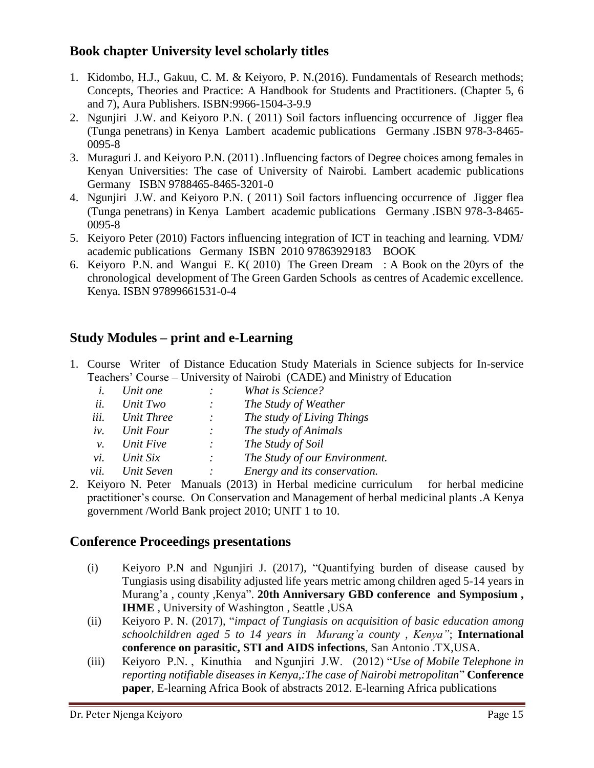## Book chapter University level scholarly titles

1. Kidombo, H.J., Gakuu, C. M. & Keiyoro, P. N.(2016). Fundamentals of Research methods; Concepts, Theories and Practice: A Handbook for Students and Practitioners. (Chapter 5, 6 and 7), Aura Publishers. ISBN:9966-1504-3-9.9
2. Ngunjiri J.W. and Keiyoro P.N. ( 2011) Soil factors influencing occurrence of Jigger flea (Tunga penetrans) in Kenya Lambert academic publications Germany .ISBN 978-3-8465-0095-8
3. Muraguri J. and Keiyoro P.N. (2011) .Influencing factors of Degree choices among females in Kenyan Universities: The case of University of Nairobi. Lambert academic publications Germany ISBN 9788465-8465-3201-0
4. Ngunjiri J.W. and Keiyoro P.N. ( 2011) Soil factors influencing occurrence of Jigger flea (Tunga penetrans) in Kenya Lambert academic publications Germany .ISBN 978-3-8465-0095-8
5. Keiyoro Peter (2010) Factors influencing integration of ICT in teaching and learning. VDM/ academic publications Germany ISBN 2010 97863929183 BOOK
6. Keiyoro P.N. and Wangui E. K( 2010) The Green Dream : A Book on the 20yrs of the chronological development of The Green Garden Schools as centres of Academic excellence. Kenya. ISBN 97899661531-0-4

## Study Modules – print and e-Learning

1. Course Writer of Distance Education Study Materials in Science subjects for In-service Teachers' Course – University of Nairobi (CADE) and Ministry of Education
   - *i. Unit one : What is Science?*
   - *ii. Unit Two : The Study of Weather*
   - *iii. Unit Three : The study of Living Things*
   - *iv. Unit Four : The study of Animals*
   - *v. Unit Five : The Study of Soil*
   - *vi. Unit Six : The Study of our Environment.*
   - *vii. Unit Seven : Energy and its conservation.*
2. Keiyoro N. Peter Manuals (2013) in Herbal medicine curriculum for herbal medicine practitioner's course. On Conservation and Management of herbal medicinal plants .A Kenya government /World Bank project 2010; UNIT 1 to 10.

## Conference Proceedings presentations

(i) Keiyoro P.N and Ngunjiri J. (2017), "Quantifying burden of disease caused by Tungiasis using disability adjusted life years metric among children aged 5-14 years in Murang'a , county ,Kenya". **20th Anniversary GBD conference and Symposium , IHME** , University of Washington , Seattle ,USA

(ii) Keiyoro P. N. (2017), "*impact of Tungiasis on acquisition of basic education among schoolchildren aged 5 to 14 years in Murang'a county , Kenya"*; **International conference on parasitic, STI and AIDS infections**, San Antonio .TX,USA.

(iii) Keiyoro P.N. , Kinuthia and Ngunjiri J.W. (2012) "*Use of Mobile Telephone in reporting notifiable diseases in Kenya,:The case of Nairobi metropolitan*" **Conference paper**, E-learning Africa Book of abstracts 2012. E-learning Africa publications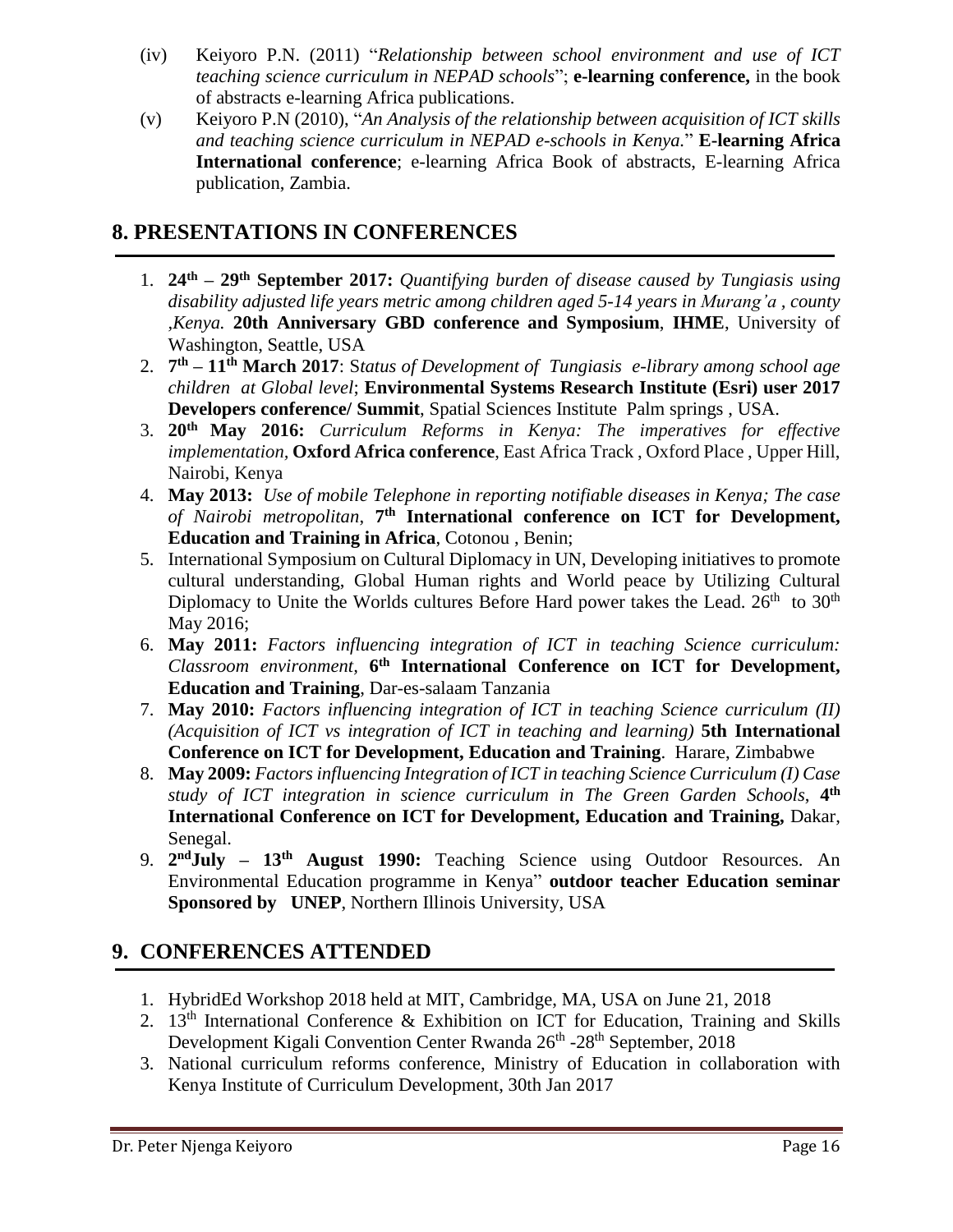(iv) Keiyoro P.N. (2011) "*Relationship between school environment and use of ICT teaching science curriculum in NEPAD schools*"; **e-learning conference,** in the book of abstracts e-learning Africa publications.

(v) Keiyoro P.N (2010), "*An Analysis of the relationship between acquisition of ICT skills and teaching science curriculum in NEPAD e-schools in Kenya.*" **E-learning Africa International conference**; e-learning Africa Book of abstracts, E-learning Africa publication, Zambia.

## 8. PRESENTATIONS IN CONFERENCES

1. **24th – 29th September 2017:** *Quantifying burden of disease caused by Tungiasis using disability adjusted life years metric among children aged 5-14 years in Murang'a , county ,Kenya.* **20th Anniversary GBD conference and Symposium**, **IHME**, University of Washington, Seattle, USA
2. **7th – 11th March 2017**: S*tatus of Development of Tungiasis e-library among school age children at Global level*; **Environmental Systems Research Institute (Esri) user 2017 Developers conference/ Summit**, Spatial Sciences Institute Palm springs , USA.
3. **20th May 2016:** *Curriculum Reforms in Kenya: The imperatives for effective implementation*, **Oxford Africa conference**, East Africa Track , Oxford Place , Upper Hill, Nairobi, Kenya
4. **May 2013:** *Use of mobile Telephone in reporting notifiable diseases in Kenya; The case of Nairobi metropolitan*, **7th International conference on ICT for Development, Education and Training in Africa**, Cotonou , Benin;
5. International Symposium on Cultural Diplomacy in UN, Developing initiatives to promote cultural understanding, Global Human rights and World peace by Utilizing Cultural Diplomacy to Unite the Worlds cultures Before Hard power takes the Lead. 26th to 30th May 2016;
6. **May 2011:** *Factors influencing integration of ICT in teaching Science curriculum: Classroom environment,* **6th International Conference on ICT for Development, Education and Training**, Dar-es-salaam Tanzania
7. **May 2010:** *Factors influencing integration of ICT in teaching Science curriculum (II) (Acquisition of ICT vs integration of ICT in teaching and learning)* **5th International Conference on ICT for Development, Education and Training**. Harare, Zimbabwe
8. **May 2009:** *Factors influencing Integration of ICT in teaching Science Curriculum (I) Case study of ICT integration in science curriculum in The Green Garden Schools*, **4th International Conference on ICT for Development, Education and Training,** Dakar, Senegal.
9. **2ndJuly – 13th August 1990:** Teaching Science using Outdoor Resources. An Environmental Education programme in Kenya" **outdoor teacher Education seminar Sponsored by UNEP**, Northern Illinois University, USA

## 9. CONFERENCES ATTENDED

1. HybridEd Workshop 2018 held at MIT, Cambridge, MA, USA on June 21, 2018
2. 13th International Conference & Exhibition on ICT for Education, Training and Skills Development Kigali Convention Center Rwanda 26th -28th September, 2018
3. National curriculum reforms conference, Ministry of Education in collaboration with Kenya Institute of Curriculum Development, 30th Jan 2017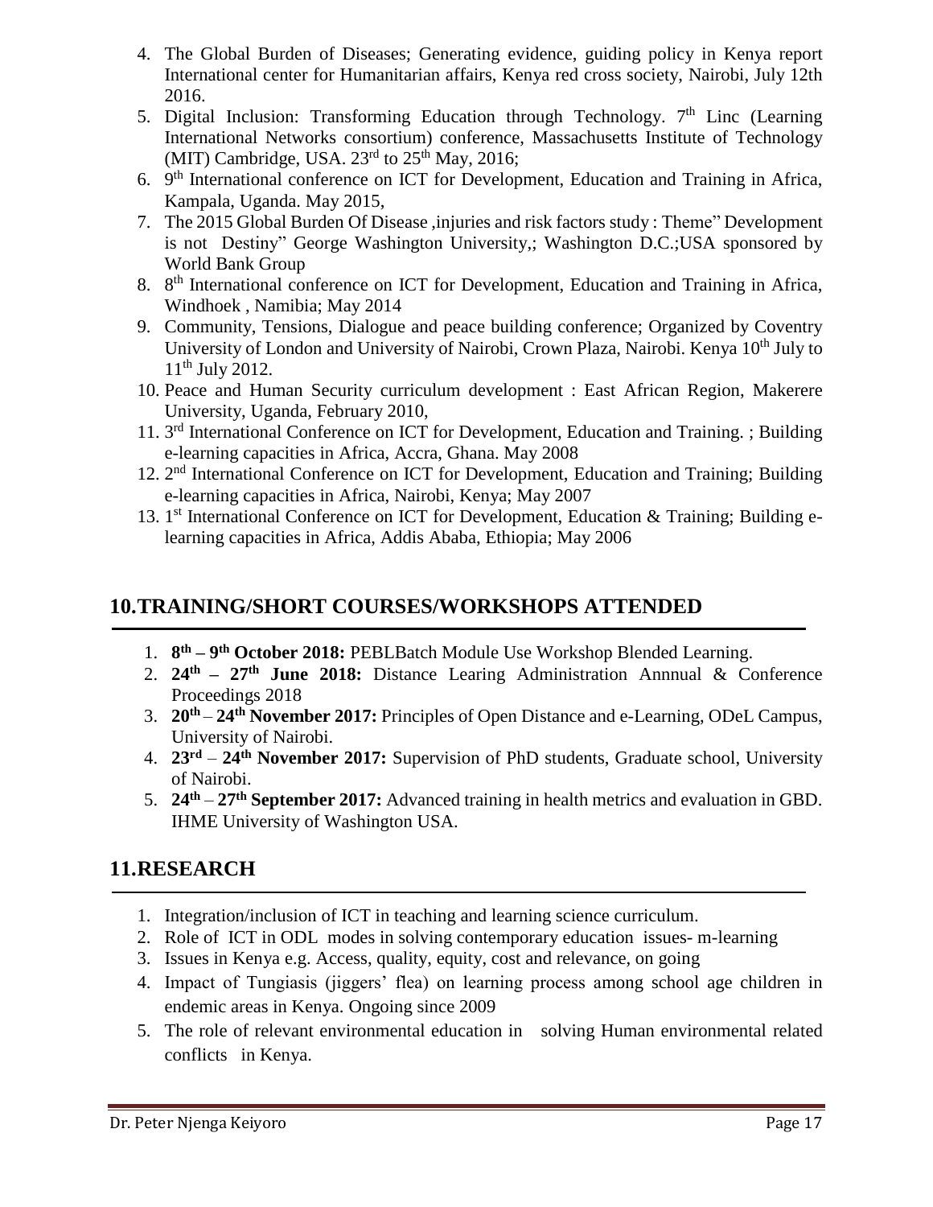4. The Global Burden of Diseases; Generating evidence, guiding policy in Kenya report International center for Humanitarian affairs, Kenya red cross society, Nairobi, July 12th 2016.
5. Digital Inclusion: Transforming Education through Technology. 7th Linc (Learning International Networks consortium) conference, Massachusetts Institute of Technology (MIT) Cambridge, USA. 23rd to 25th May, 2016;
6. 9th International conference on ICT for Development, Education and Training in Africa, Kampala, Uganda. May 2015,
7. The 2015 Global Burden Of Disease ,injuries and risk factors study : Theme" Development is not Destiny" George Washington University,; Washington D.C.;USA sponsored by World Bank Group
8. 8th International conference on ICT for Development, Education and Training in Africa, Windhoek , Namibia; May 2014
9. Community, Tensions, Dialogue and peace building conference; Organized by Coventry University of London and University of Nairobi, Crown Plaza, Nairobi. Kenya 10th July to 11th July 2012.
10. Peace and Human Security curriculum development : East African Region, Makerere University, Uganda, February 2010,
11. 3rd International Conference on ICT for Development, Education and Training. ; Building e-learning capacities in Africa, Accra, Ghana. May 2008
12. 2nd International Conference on ICT for Development, Education and Training; Building e-learning capacities in Africa, Nairobi, Kenya; May 2007
13. 1st International Conference on ICT for Development, Education & Training; Building e-learning capacities in Africa, Addis Ababa, Ethiopia; May 2006

## 10.TRAINING/SHORT COURSES/WORKSHOPS ATTENDED

1. **8th – 9th October 2018:** PEBLBatch Module Use Workshop Blended Learning.
2. **24th – 27th June 2018:** Distance Learing Administration Annnual & Conference Proceedings 2018
3. **20th – 24th November 2017:** Principles of Open Distance and e-Learning, ODeL Campus, University of Nairobi.
4. **23rd – 24th November 2017:** Supervision of PhD students, Graduate school, University of Nairobi.
5. **24th – 27th September 2017:** Advanced training in health metrics and evaluation in GBD. IHME University of Washington USA.

## 11.RESEARCH

1. Integration/inclusion of ICT in teaching and learning science curriculum.
2. Role of ICT in ODL modes in solving contemporary education issues- m-learning
3. Issues in Kenya e.g. Access, quality, equity, cost and relevance, on going
4. Impact of Tungiasis (jiggers' flea) on learning process among school age children in endemic areas in Kenya. Ongoing since 2009
5. The role of relevant environmental education in solving Human environmental related conflicts in Kenya.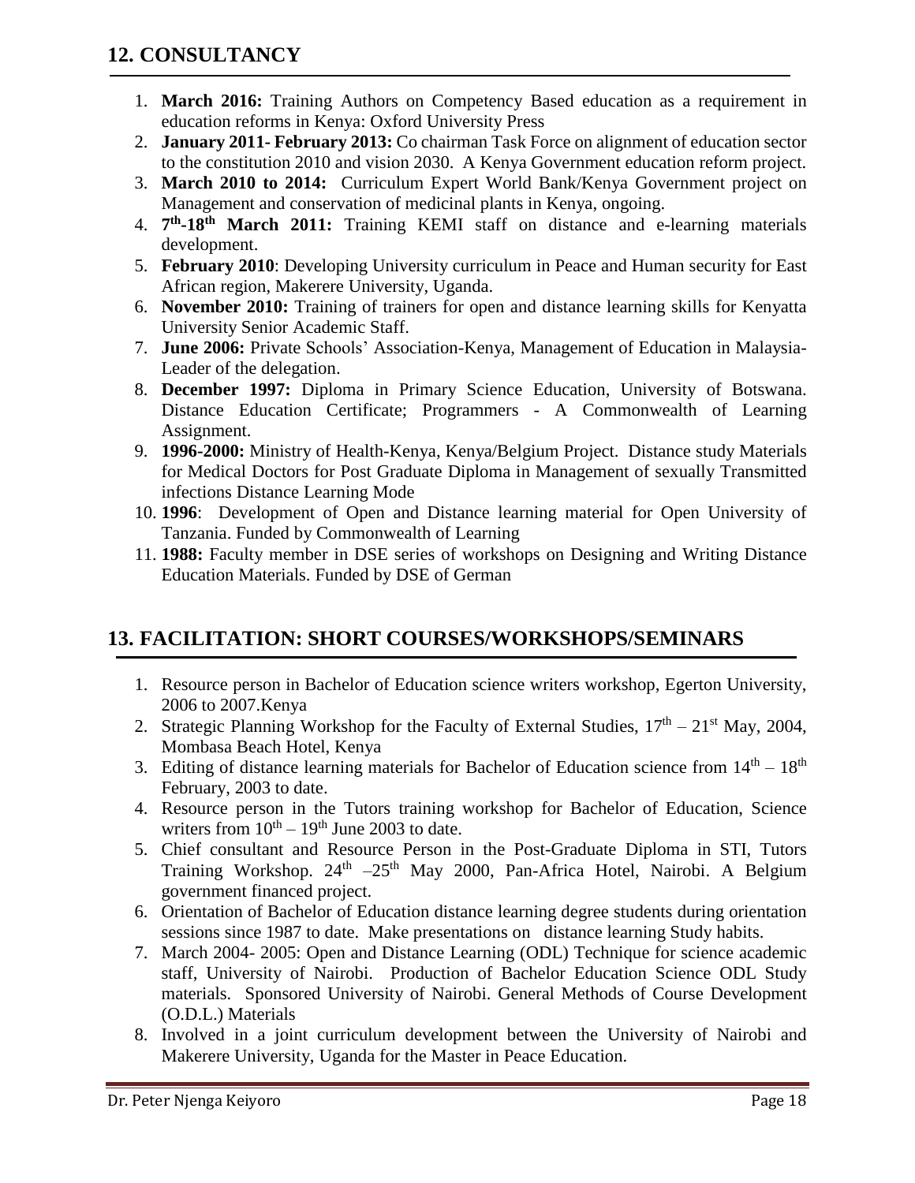## 12. CONSULTANCY

1. **March 2016:** Training Authors on Competency Based education as a requirement in education reforms in Kenya: Oxford University Press
2. **January 2011- February 2013:** Co chairman Task Force on alignment of education sector to the constitution 2010 and vision 2030. A Kenya Government education reform project.
3. **March 2010 to 2014:** Curriculum Expert World Bank/Kenya Government project on Management and conservation of medicinal plants in Kenya, ongoing.
4. **7th-18th March 2011:** Training KEMI staff on distance and e-learning materials development.
5. **February 2010**: Developing University curriculum in Peace and Human security for East African region, Makerere University, Uganda.
6. **November 2010:** Training of trainers for open and distance learning skills for Kenyatta University Senior Academic Staff.
7. **June 2006:** Private Schools' Association-Kenya, Management of Education in Malaysia- Leader of the delegation.
8. **December 1997:** Diploma in Primary Science Education, University of Botswana. Distance Education Certificate; Programmers - A Commonwealth of Learning Assignment.
9. **1996-2000:** Ministry of Health-Kenya, Kenya/Belgium Project. Distance study Materials for Medical Doctors for Post Graduate Diploma in Management of sexually Transmitted infections Distance Learning Mode
10. **1996**: Development of Open and Distance learning material for Open University of Tanzania. Funded by Commonwealth of Learning
11. **1988:** Faculty member in DSE series of workshops on Designing and Writing Distance Education Materials. Funded by DSE of German

## 13. FACILITATION: SHORT COURSES/WORKSHOPS/SEMINARS

1. Resource person in Bachelor of Education science writers workshop, Egerton University, 2006 to 2007.Kenya
2. Strategic Planning Workshop for the Faculty of External Studies, 17th – 21st May, 2004, Mombasa Beach Hotel, Kenya
3. Editing of distance learning materials for Bachelor of Education science from 14th – 18th February, 2003 to date.
4. Resource person in the Tutors training workshop for Bachelor of Education, Science writers from 10th – 19th June 2003 to date.
5. Chief consultant and Resource Person in the Post-Graduate Diploma in STI, Tutors Training Workshop. 24th –25th May 2000, Pan-Africa Hotel, Nairobi. A Belgium government financed project.
6. Orientation of Bachelor of Education distance learning degree students during orientation sessions since 1987 to date. Make presentations on distance learning Study habits.
7. March 2004- 2005: Open and Distance Learning (ODL) Technique for science academic staff, University of Nairobi. Production of Bachelor Education Science ODL Study materials. Sponsored University of Nairobi. General Methods of Course Development (O.D.L.) Materials
8. Involved in a joint curriculum development between the University of Nairobi and Makerere University, Uganda for the Master in Peace Education.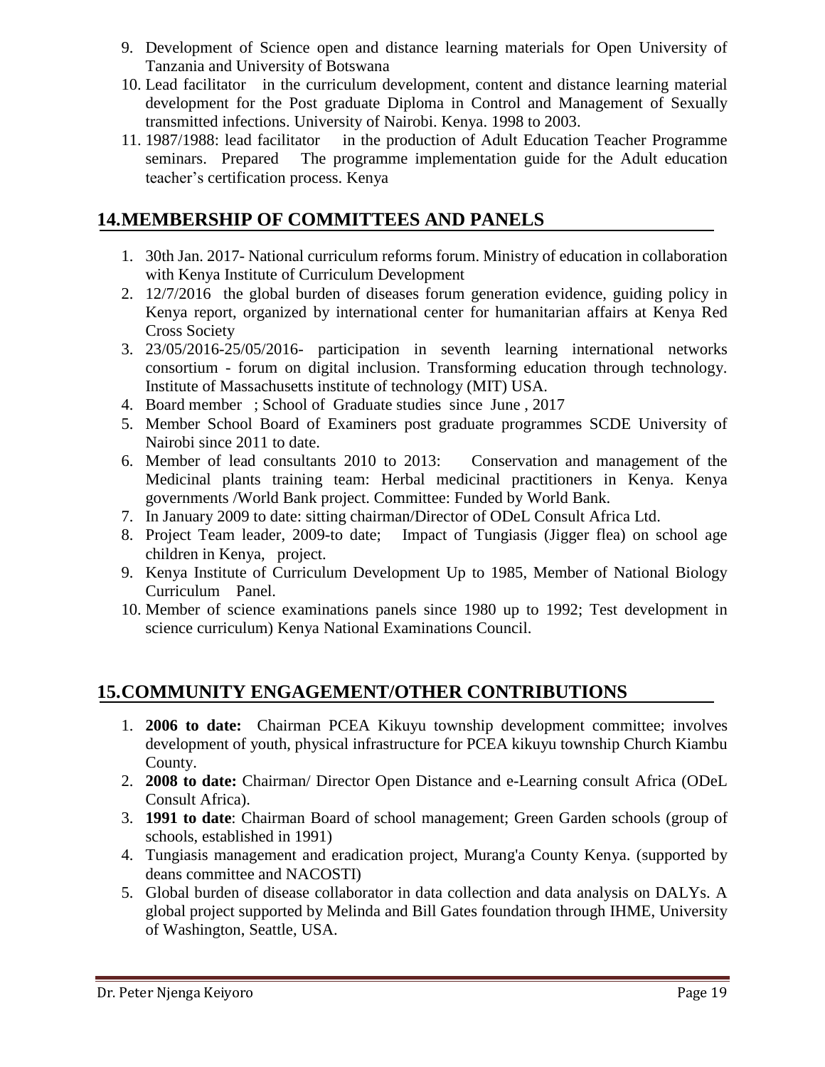9. Development of Science open and distance learning materials for Open University of Tanzania and University of Botswana
10. Lead facilitator in the curriculum development, content and distance learning material development for the Post graduate Diploma in Control and Management of Sexually transmitted infections. University of Nairobi. Kenya. 1998 to 2003.
11. 1987/1988: lead facilitator in the production of Adult Education Teacher Programme seminars. Prepared The programme implementation guide for the Adult education teacher's certification process. Kenya

## 14.MEMBERSHIP OF COMMITTEES AND PANELS

1. 30th Jan. 2017- National curriculum reforms forum. Ministry of education in collaboration with Kenya Institute of Curriculum Development
2. 12/7/2016 the global burden of diseases forum generation evidence, guiding policy in Kenya report, organized by international center for humanitarian affairs at Kenya Red Cross Society
3. 23/05/2016-25/05/2016- participation in seventh learning international networks consortium - forum on digital inclusion. Transforming education through technology. Institute of Massachusetts institute of technology (MIT) USA.
4. Board member ; School of Graduate studies since June , 2017
5. Member School Board of Examiners post graduate programmes SCDE University of Nairobi since 2011 to date.
6. Member of lead consultants 2010 to 2013: Conservation and management of the Medicinal plants training team: Herbal medicinal practitioners in Kenya. Kenya governments /World Bank project. Committee: Funded by World Bank.
7. In January 2009 to date: sitting chairman/Director of ODeL Consult Africa Ltd.
8. Project Team leader, 2009-to date; Impact of Tungiasis (Jigger flea) on school age children in Kenya, project.
9. Kenya Institute of Curriculum Development Up to 1985, Member of National Biology Curriculum Panel.
10. Member of science examinations panels since 1980 up to 1992; Test development in science curriculum) Kenya National Examinations Council.

## 15.COMMUNITY ENGAGEMENT/OTHER CONTRIBUTIONS

1. **2006 to date:** Chairman PCEA Kikuyu township development committee; involves development of youth, physical infrastructure for PCEA kikuyu township Church Kiambu County.
2. **2008 to date:** Chairman/ Director Open Distance and e-Learning consult Africa (ODeL Consult Africa).
3. **1991 to date**: Chairman Board of school management; Green Garden schools (group of schools, established in 1991)
4. Tungiasis management and eradication project, Murang'a County Kenya. (supported by deans committee and NACOSTI)
5. Global burden of disease collaborator in data collection and data analysis on DALYs. A global project supported by Melinda and Bill Gates foundation through IHME, University of Washington, Seattle, USA.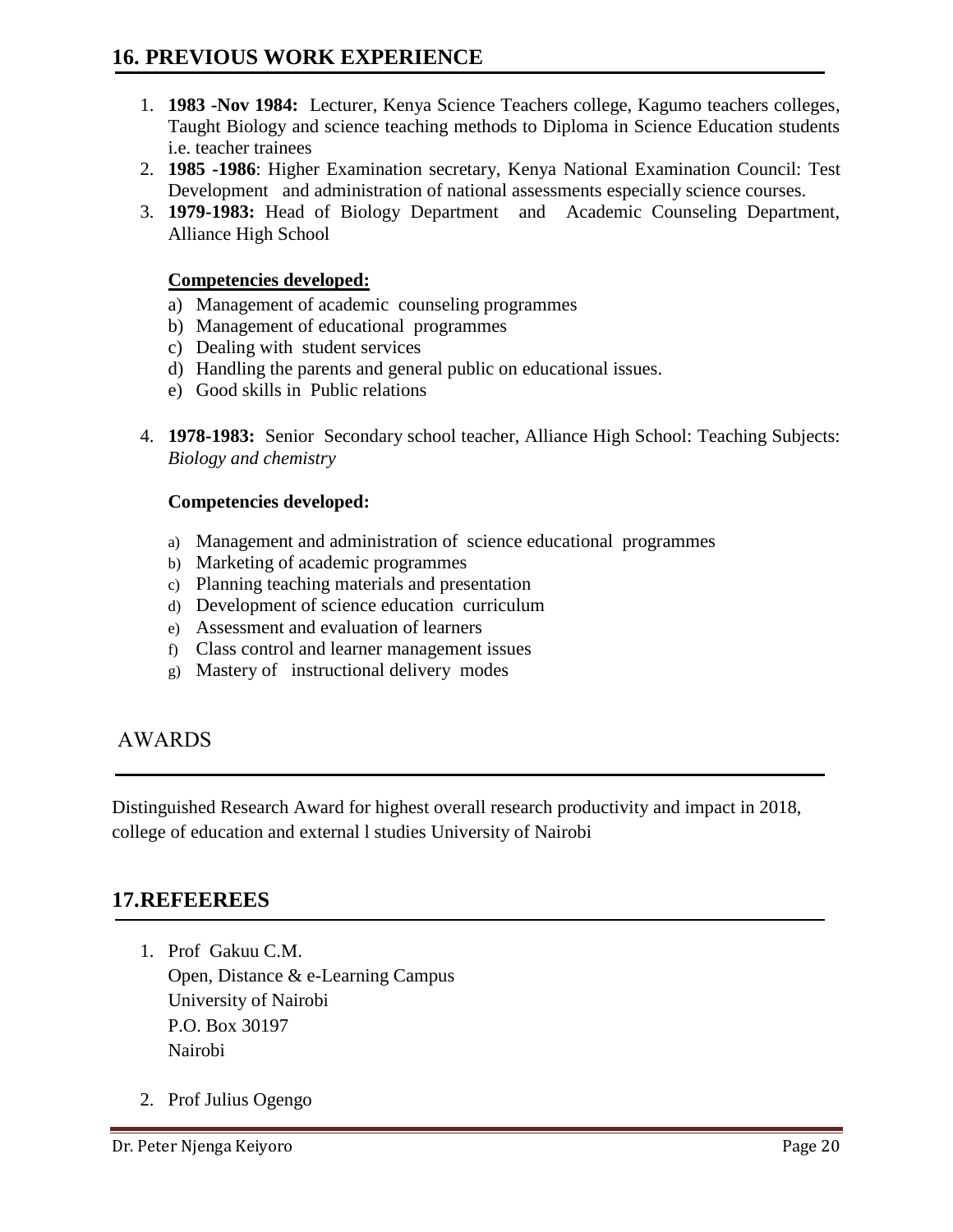## 16. PREVIOUS WORK EXPERIENCE

1. **1983 -Nov 1984:** Lecturer, Kenya Science Teachers college, Kagumo teachers colleges, Taught Biology and science teaching methods to Diploma in Science Education students i.e. teacher trainees
2. **1985 -1986**: Higher Examination secretary, Kenya National Examination Council: Test Development and administration of national assessments especially science courses.
3. **1979-1983:** Head of Biology Department and Academic Counseling Department, Alliance High School

   **Competencies developed:**

   a) Management of academic counseling programmes
   b) Management of educational programmes
   c) Dealing with student services
   d) Handling the parents and general public on educational issues.
   e) Good skills in Public relations

4. **1978-1983:** Senior Secondary school teacher, Alliance High School: Teaching Subjects: *Biology and chemistry*

   **Competencies developed:**

   a) Management and administration of science educational programmes
   b) Marketing of academic programmes
   c) Planning teaching materials and presentation
   d) Development of science education curriculum
   e) Assessment and evaluation of learners
   f) Class control and learner management issues
   g) Mastery of instructional delivery modes

## AWARDS

Distinguished Research Award for highest overall research productivity and impact in 2018, college of education and external l studies University of Nairobi

## 17.REFEEREES

1. Prof Gakuu C.M.
   Open, Distance & e-Learning Campus
   University of Nairobi
   P.O. Box 30197
   Nairobi

2. Prof Julius Ogengo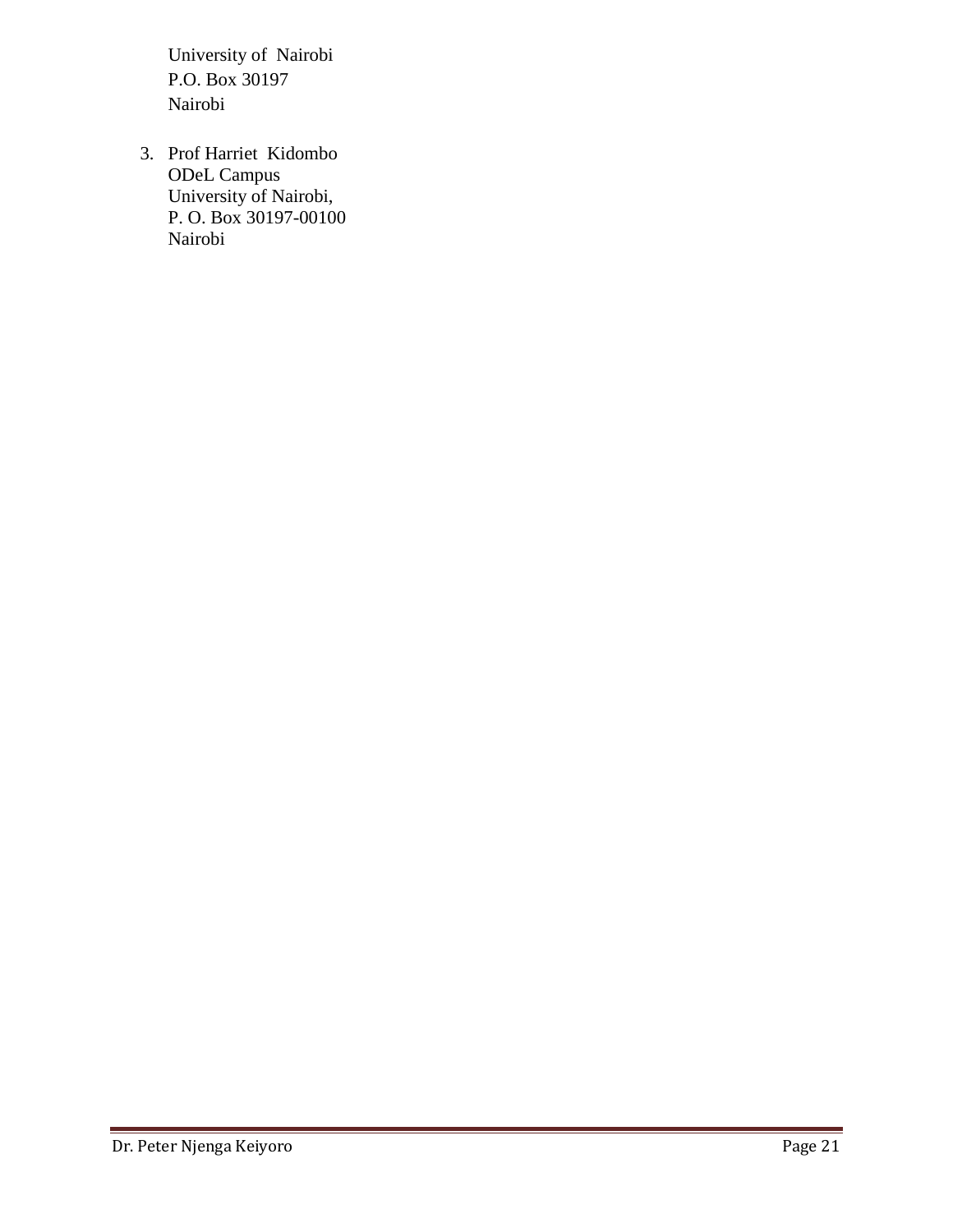University of Nairobi
P.O. Box 30197
Nairobi

3. Prof Harriet Kidombo
   ODeL Campus
   University of Nairobi,
   P. O. Box 30197-00100
   Nairobi